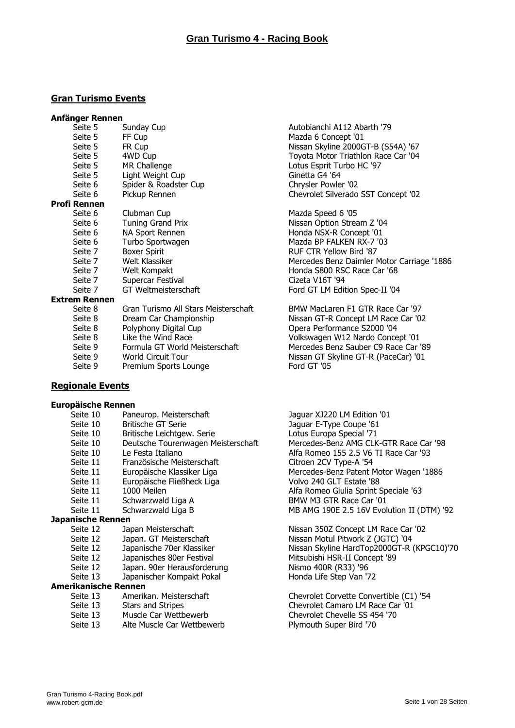# Gran Turismo 4 - Racing Book

## Gran Turismo Events

### Anfänger Rennen

| Seite | Event | Fahrzeug |
|---|---|---|
| Seite 5 | Sunday Cup | Autobianchi A112 Abarth '79 |
| Seite 5 | FF Cup | Mazda 6 Concept '01 |
| Seite 5 | FR Cup | Nissan Skyline 2000GT-B (S54A) '67 |
| Seite 5 | 4WD Cup | Toyota Motor Triathlon Race Car '04 |
| Seite 5 | MR Challenge | Lotus Esprit Turbo HC '97 |
| Seite 5 | Light Weight Cup | Ginetta G4 '64 |
| Seite 6 | Spider & Roadster Cup | Chrysler Powler '02 |
| Seite 6 | Pickup Rennen | Chevrolet Silverado SST Concept '02 |

### Profi Rennen

| Seite | Event | Fahrzeug |
|---|---|---|
| Seite 6 | Clubman Cup | Mazda Speed 6 '05 |
| Seite 6 | Tuning Grand Prix | Nissan Option Stream Z '04 |
| Seite 6 | NA Sport Rennen | Honda NSX-R Concept '01 |
| Seite 6 | Turbo Sportwagen | Mazda BP FALKEN RX-7 '03 |
| Seite 7 | Boxer Spirit | RUF CTR Yellow Bird '87 |
| Seite 7 | Welt Klassiker | Mercedes Benz Daimler Motor Carriage '1886 |
| Seite 7 | Welt Kompakt | Honda S800 RSC Race Car '68 |
| Seite 7 | Supercar Festival | Cizeta V16T '94 |
| Seite 7 | GT Weltmeisterschaft | Ford GT LM Edition Spec-II '04 |

### Extrem Rennen

| Seite | Event | Fahrzeug |
|---|---|---|
| Seite 8 | Gran Turismo All Stars Meisterschaft | BMW MacLaren F1 GTR Race Car '97 |
| Seite 8 | Dream Car Championship | Nissan GT-R Concept LM Race Car '02 |
| Seite 8 | Polyphony Digital Cup | Opera Performance S2000 '04 |
| Seite 8 | Like the Wind Race | Volkswagen W12 Nardo Concept '01 |
| Seite 9 | Formula GT World Meisterschaft | Mercedes Benz Sauber C9 Race Car '89 |
| Seite 9 | World Circuit Tour | Nissan GT Skyline GT-R (PaceCar) '01 |
| Seite 9 | Premium Sports Lounge | Ford GT '05 |

## Regionale Events

### Europäische Rennen

| Seite | Event | Fahrzeug |
|---|---|---|
| Seite 10 | Paneurop. Meisterschaft | Jaguar XJ220 LM Edition '01 |
| Seite 10 | Britische GT Serie | Jaguar E-Type Coupe '61 |
| Seite 10 | Britische Leichtgew. Serie | Lotus Europa Special '71 |
| Seite 10 | Deutsche Tourenwagen Meisterschaft | Mercedes-Benz AMG CLK-GTR Race Car '98 |
| Seite 10 | Le Festa Italiano | Alfa Romeo 155 2.5 V6 TI Race Car '93 |
| Seite 11 | Französische Meisterschaft | Citroen 2CV Type-A '54 |
| Seite 11 | Europäische Klassiker Liga | Mercedes-Benz Patent Motor Wagen '1886 |
| Seite 11 | Europäische Fließheck Liga | Volvo 240 GLT Estate '88 |
| Seite 11 | 1000 Meilen | Alfa Romeo Giulia Sprint Speciale '63 |
| Seite 11 | Schwarzwald Liga A | BMW M3 GTR Race Car '01 |
| Seite 11 | Schwarzwald Liga B | MB AMG 190E 2.5 16V Evolution II (DTM) '92 |

### Japanische Rennen

| Seite | Event | Fahrzeug |
|---|---|---|
| Seite 12 | Japan Meisterschaft | Nissan 350Z Concept LM Race Car '02 |
| Seite 12 | Japan. GT Meisterschaft | Nissan Motul Pitwork Z (JGTC) '04 |
| Seite 12 | Japanische 70er Klassiker | Nissan Skyline HardTop2000GT-R (KPGC10)'70 |
| Seite 12 | Japanisches 80er Festival | Mitsubishi HSR-II Concept '89 |
| Seite 12 | Japan. 90er Herausforderung | Nismo 400R (R33) '96 |
| Seite 13 | Japanischer Kompakt Pokal | Honda Life Step Van '72 |

### Amerikanische Rennen

| Seite | Event | Fahrzeug |
|---|---|---|
| Seite 13 | Amerikan. Meisterschaft | Chevrolet Corvette Convertible (C1) '54 |
| Seite 13 | Stars and Stripes | Chevrolet Camaro LM Race Car '01 |
| Seite 13 | Muscle Car Wettbewerb | Chevrolet Chevelle SS 454 '70 |
| Seite 13 | Alte Muscle Car Wettbewerb | Plymouth Super Bird '70 |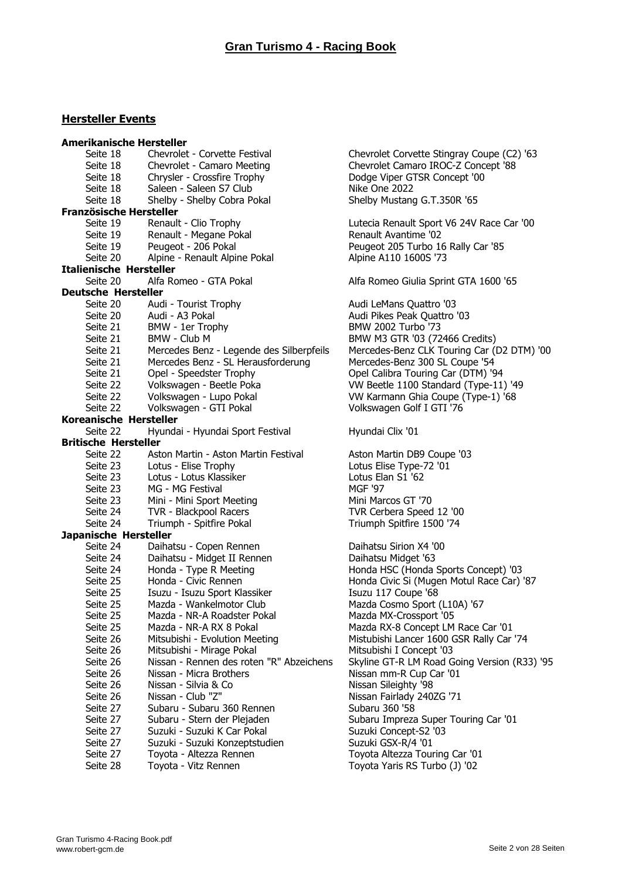# Gran Turismo 4 - Racing Book

## Hersteller Events

### Amerikanische Hersteller

| | | |
|---|---|---|
| Seite 18 | Chevrolet - Corvette Festival | Chevrolet Corvette Stingray Coupe (C2) '63 |
| Seite 18 | Chevrolet - Camaro Meeting | Chevrolet Camaro IROC-Z Concept '88 |
| Seite 18 | Chrysler - Crossfire Trophy | Dodge Viper GTSR Concept '00 |
| Seite 18 | Saleen - Saleen S7 Club | Nike One 2022 |
| Seite 18 | Shelby - Shelby Cobra Pokal | Shelby Mustang G.T.350R '65 |

### Französische Hersteller

| | | |
|---|---|---|
| Seite 19 | Renault - Clio Trophy | Lutecia Renault Sport V6 24V Race Car '00 |
| Seite 19 | Renault - Megane Pokal | Renault Avantime '02 |
| Seite 19 | Peugeot - 206 Pokal | Peugeot 205 Turbo 16 Rally Car '85 |
| Seite 20 | Alpine - Renault Alpine Pokal | Alpine A110 1600S '73 |

### Italienische Hersteller

| | | |
|---|---|---|
| Seite 20 | Alfa Romeo - GTA Pokal | Alfa Romeo Giulia Sprint GTA 1600 '65 |

### Deutsche Hersteller

| | | |
|---|---|---|
| Seite 20 | Audi - Tourist Trophy | Audi LeMans Quattro '03 |
| Seite 20 | Audi - A3 Pokal | Audi Pikes Peak Quattro '03 |
| Seite 21 | BMW - 1er Trophy | BMW 2002 Turbo '73 |
| Seite 21 | BMW - Club M | BMW M3 GTR '03 (72466 Credits) |
| Seite 21 | Mercedes Benz - Legende des Silberpfeils | Mercedes-Benz CLK Touring Car (D2 DTM) '00 |
| Seite 21 | Mercedes Benz - SL Herausforderung | Mercedes-Benz 300 SL Coupe '54 |
| Seite 21 | Opel - Speedster Trophy | Opel Calibra Touring Car (DTM) '94 |
| Seite 22 | Volkswagen - Beetle Poka | VW Beetle 1100 Standard (Type-11) '49 |
| Seite 22 | Volkswagen - Lupo Pokal | VW Karmann Ghia Coupe (Type-1) '68 |
| Seite 22 | Volkswagen - GTI Pokal | Volkswagen Golf I GTI '76 |

### Koreanische Hersteller

| | | |
|---|---|---|
| Seite 22 | Hyundai - Hyundai Sport Festival | Hyundai Clix '01 |

### Britische Hersteller

| | | |
|---|---|---|
| Seite 22 | Aston Martin - Aston Martin Festival | Aston Martin DB9 Coupe '03 |
| Seite 23 | Lotus - Elise Trophy | Lotus Elise Type-72 '01 |
| Seite 23 | Lotus - Lotus Klassiker | Lotus Elan S1 '62 |
| Seite 23 | MG - MG Festival | MGF '97 |
| Seite 23 | Mini - Mini Sport Meeting | Mini Marcos GT '70 |
| Seite 24 | TVR - Blackpool Racers | TVR Cerbera Speed 12 '00 |
| Seite 24 | Triumph - Spitfire Pokal | Triumph Spitfire 1500 '74 |

### Japanische Hersteller

| | | |
|---|---|---|
| Seite 24 | Daihatsu - Copen Rennen | Daihatsu Sirion X4 '00 |
| Seite 24 | Daihatsu - Midget II Rennen | Daihatsu Midget '63 |
| Seite 24 | Honda - Type R Meeting | Honda HSC (Honda Sports Concept) '03 |
| Seite 25 | Honda - Civic Rennen | Honda Civic Si (Mugen Motul Race Car) '87 |
| Seite 25 | Isuzu - Isuzu Sport Klassiker | Isuzu 117 Coupe '68 |
| Seite 25 | Mazda - Wankelmotor Club | Mazda Cosmo Sport (L10A) '67 |
| Seite 25 | Mazda - NR-A Roadster Pokal | Mazda MX-Crossport '05 |
| Seite 25 | Mazda - NR-A RX 8 Pokal | Mazda RX-8 Concept LM Race Car '01 |
| Seite 26 | Mitsubishi - Evolution Meeting | Mistubishi Lancer 1600 GSR Rally Car '74 |
| Seite 26 | Mitsubishi - Mirage Pokal | Mitsubishi I Concept '03 |
| Seite 26 | Nissan - Rennen des roten "R" Abzeichens | Skyline GT-R LM Road Going Version (R33) '95 |
| Seite 26 | Nissan - Micra Brothers | Nissan mm-R Cup Car '01 |
| Seite 26 | Nissan - Silvia & Co | Nissan Sileighty '98 |
| Seite 26 | Nissan - Club "Z" | Nissan Fairlady 240ZG '71 |
| Seite 27 | Subaru - Subaru 360 Rennen | Subaru 360 '58 |
| Seite 27 | Subaru - Stern der Plejaden | Subaru Impreza Super Touring Car '01 |
| Seite 27 | Suzuki - Suzuki K Car Pokal | Suzuki Concept-S2 '03 |
| Seite 27 | Suzuki - Suzuki Konzeptstudien | Suzuki GSX-R/4 '01 |
| Seite 27 | Toyota - Altezza Rennen | Toyota Altezza Touring Car '01 |
| Seite 28 | Toyota - Vitz Rennen | Toyota Yaris RS Turbo (J) '02 |

Gran Turismo 4-Racing Book.pdf
www.robert-gcm.de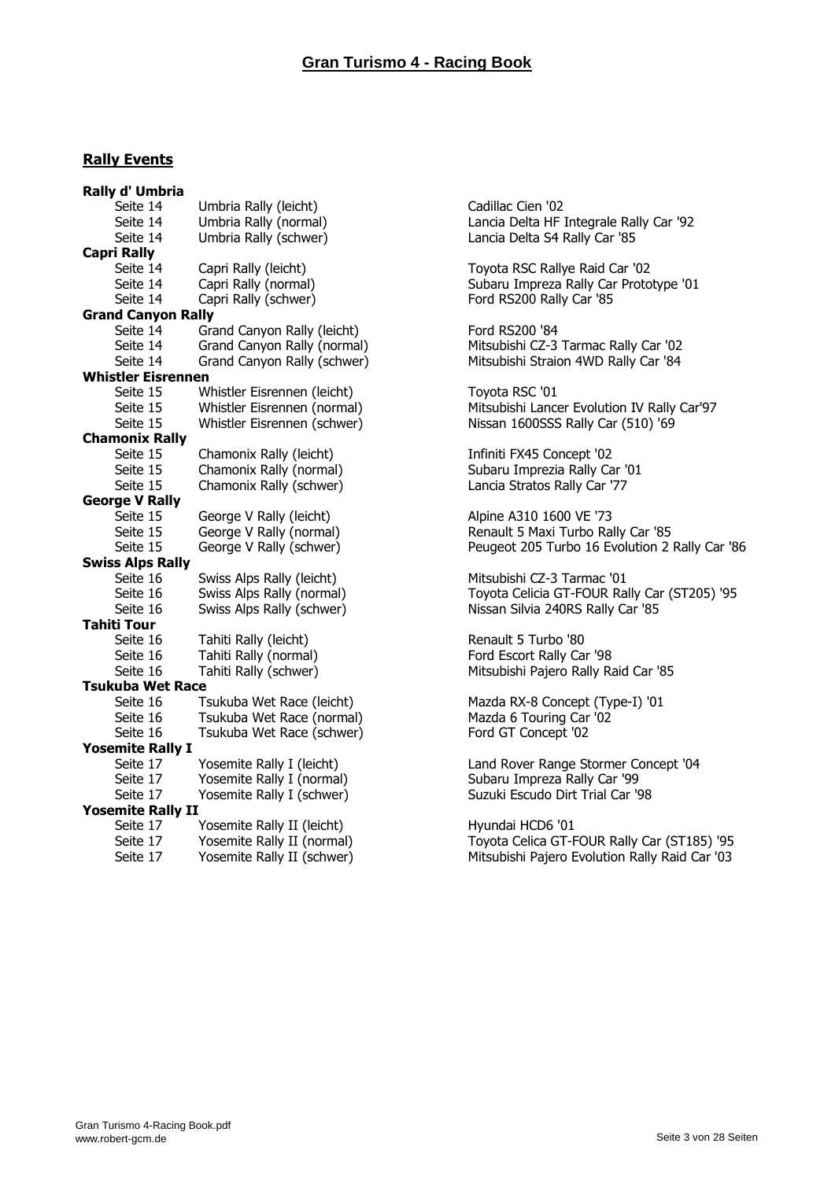# Gran Turismo 4 - Racing Book

## Rally Events

**Rally d' Umbria**

| | | |
|---|---|---|
| Seite 14 | Umbria Rally (leicht) | Cadillac Cien '02 |
| Seite 14 | Umbria Rally (normal) | Lancia Delta HF Integrale Rally Car '92 |
| Seite 14 | Umbria Rally (schwer) | Lancia Delta S4 Rally Car '85 |

**Capri Rally**

| | | |
|---|---|---|
| Seite 14 | Capri Rally (leicht) | Toyota RSC Rallye Raid Car '02 |
| Seite 14 | Capri Rally (normal) | Subaru Impreza Rally Car Prototype '01 |
| Seite 14 | Capri Rally (schwer) | Ford RS200 Rally Car '85 |

**Grand Canyon Rally**

| | | |
|---|---|---|
| Seite 14 | Grand Canyon Rally (leicht) | Ford RS200 '84 |
| Seite 14 | Grand Canyon Rally (normal) | Mitsubishi CZ-3 Tarmac Rally Car '02 |
| Seite 14 | Grand Canyon Rally (schwer) | Mitsubishi Straion 4WD Rally Car '84 |

**Whistler Eisrennen**

| | | |
|---|---|---|
| Seite 15 | Whistler Eisrennen (leicht) | Toyota RSC '01 |
| Seite 15 | Whistler Eisrennen (normal) | Mitsubishi Lancer Evolution IV Rally Car'97 |
| Seite 15 | Whistler Eisrennen (schwer) | Nissan 1600SSS Rally Car (510) '69 |

**Chamonix Rally**

| | | |
|---|---|---|
| Seite 15 | Chamonix Rally (leicht) | Infiniti FX45 Concept '02 |
| Seite 15 | Chamonix Rally (normal) | Subaru Imprezia Rally Car '01 |
| Seite 15 | Chamonix Rally (schwer) | Lancia Stratos Rally Car '77 |

**George V Rally**

| | | |
|---|---|---|
| Seite 15 | George V Rally (leicht) | Alpine A310 1600 VE '73 |
| Seite 15 | George V Rally (normal) | Renault 5 Maxi Turbo Rally Car '85 |
| Seite 15 | George V Rally (schwer) | Peugeot 205 Turbo 16 Evolution 2 Rally Car '86 |

**Swiss Alps Rally**

| | | |
|---|---|---|
| Seite 16 | Swiss Alps Rally (leicht) | Mitsubishi CZ-3 Tarmac '01 |
| Seite 16 | Swiss Alps Rally (normal) | Toyota Celicia GT-FOUR Rally Car (ST205) '95 |
| Seite 16 | Swiss Alps Rally (schwer) | Nissan Silvia 240RS Rally Car '85 |

**Tahiti Tour**

| | | |
|---|---|---|
| Seite 16 | Tahiti Rally (leicht) | Renault 5 Turbo '80 |
| Seite 16 | Tahiti Rally (normal) | Ford Escort Rally Car '98 |
| Seite 16 | Tahiti Rally (schwer) | Mitsubishi Pajero Rally Raid Car '85 |

**Tsukuba Wet Race**

| | | |
|---|---|---|
| Seite 16 | Tsukuba Wet Race (leicht) | Mazda RX-8 Concept (Type-I) '01 |
| Seite 16 | Tsukuba Wet Race (normal) | Mazda 6 Touring Car '02 |
| Seite 16 | Tsukuba Wet Race (schwer) | Ford GT Concept '02 |

**Yosemite Rally I**

| | | |
|---|---|---|
| Seite 17 | Yosemite Rally I (leicht) | Land Rover Range Stormer Concept '04 |
| Seite 17 | Yosemite Rally I (normal) | Subaru Impreza Rally Car '99 |
| Seite 17 | Yosemite Rally I (schwer) | Suzuki Escudo Dirt Trial Car '98 |

**Yosemite Rally II**

| | | |
|---|---|---|
| Seite 17 | Yosemite Rally II (leicht) | Hyundai HCD6 '01 |
| Seite 17 | Yosemite Rally II (normal) | Toyota Celica GT-FOUR Rally Car (ST185) '95 |
| Seite 17 | Yosemite Rally II (schwer) | Mitsubishi Pajero Evolution Rally Raid Car '03 |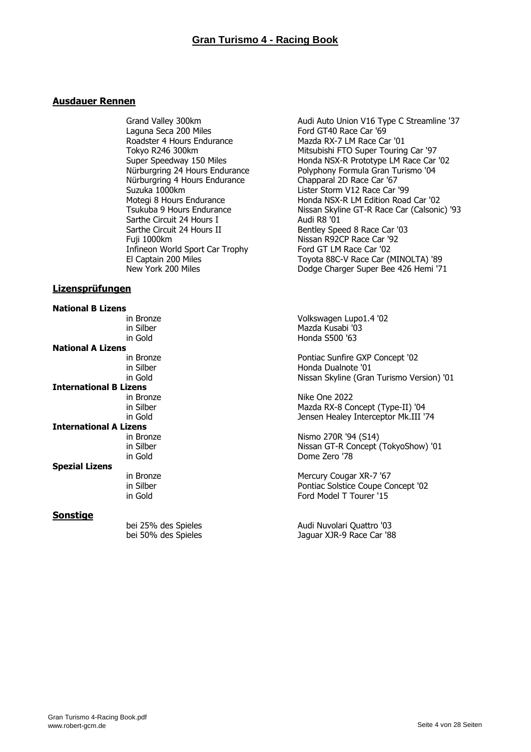## Ausdauer Rennen

| | |
|---|---|
| Grand Valley 300km | Audi Auto Union V16 Type C Streamline '37 |
| Laguna Seca 200 Miles | Ford GT40 Race Car '69 |
| Roadster 4 Hours Endurance | Mazda RX-7 LM Race Car '01 |
| Tokyo R246 300km | Mitsubishi FTO Super Touring Car '97 |
| Super Speedway 150 Miles | Honda NSX-R Prototype LM Race Car '02 |
| Nürburgring 24 Hours Endurance | Polyphony Formula Gran Turismo '04 |
| Nürburgring 4 Hours Endurance | Chapparal 2D Race Car '67 |
| Suzuka 1000km | Lister Storm V12 Race Car '99 |
| Motegi 8 Hours Endurance | Honda NSX-R LM Edition Road Car '02 |
| Tsukuba 9 Hours Endurance | Nissan Skyline GT-R Race Car (Calsonic) '93 |
| Sarthe Circuit 24 Hours I | Audi R8 '01 |
| Sarthe Circuit 24 Hours II | Bentley Speed 8 Race Car '03 |
| Fuji 1000km | Nissan R92CP Race Car '92 |
| Infineon World Sport Car Trophy | Ford GT LM Race Car '02 |
| El Captain 200 Miles | Toyota 88C-V Race Car (MINOLTA) '89 |
| New York 200 Miles | Dodge Charger Super Bee 426 Hemi '71 |

## Lizensprüfungen

**National B Lizens**

| | |
|---|---|
| in Bronze | Volkswagen Lupo1.4 '02 |
| in Silber | Mazda Kusabi '03 |
| in Gold | Honda S500 '63 |

**National A Lizens**

| | |
|---|---|
| in Bronze | Pontiac Sunfire GXP Concept '02 |
| in Silber | Honda Dualnote '01 |
| in Gold | Nissan Skyline (Gran Turismo Version) '01 |

**International B Lizens**

| | |
|---|---|
| in Bronze | Nike One 2022 |
| in Silber | Mazda RX-8 Concept (Type-II) '04 |
| in Gold | Jensen Healey Interceptor Mk.III '74 |

**International A Lizens**

| | |
|---|---|
| in Bronze | Nismo 270R '94 (S14) |
| in Silber | Nissan GT-R Concept (TokyoShow) '01 |
| in Gold | Dome Zero '78 |

**Spezial Lizens**

| | |
|---|---|
| in Bronze | Mercury Cougar XR-7 '67 |
| in Silber | Pontiac Solstice Coupe Concept '02 |
| in Gold | Ford Model T Tourer '15 |

## Sonstige

| | |
|---|---|
| bei 25% des Spieles | Audi Nuvolari Quattro '03 |
| bei 50% des Spieles | Jaguar XJR-9 Race Car '88 |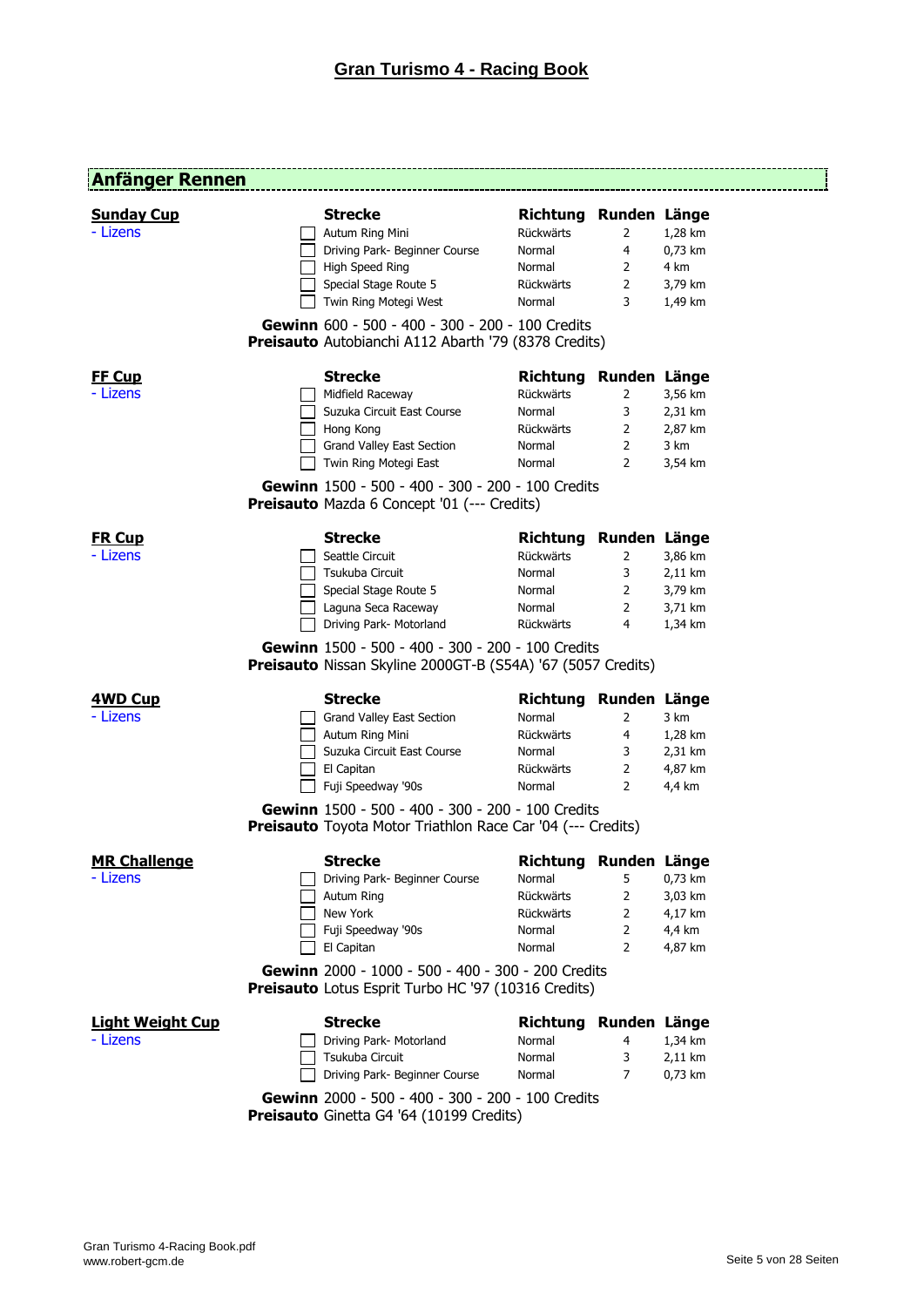# Gran Turismo 4 - Racing Book

## Anfänger Rennen

### Sunday Cup

- Lizens

| Strecke | Richtung | Runden | Länge |
|---|---|---|---|
| Autum Ring Mini | Rückwärts | 2 | 1,28 km |
| Driving Park- Beginner Course | Normal | 4 | 0,73 km |
| High Speed Ring | Normal | 2 | 4 km |
| Special Stage Route 5 | Rückwärts | 2 | 3,79 km |
| Twin Ring Motegi West | Normal | 3 | 1,49 km |

**Gewinn** 600 - 500 - 400 - 300 - 200 - 100 Credits
**Preisauto** Autobianchi A112 Abarth '79 (8378 Credits)

### FF Cup

- Lizens

| Strecke | Richtung | Runden | Länge |
|---|---|---|---|
| Midfield Raceway | Rückwärts | 2 | 3,56 km |
| Suzuka Circuit East Course | Normal | 3 | 2,31 km |
| Hong Kong | Rückwärts | 2 | 2,87 km |
| Grand Valley East Section | Normal | 2 | 3 km |
| Twin Ring Motegi East | Normal | 2 | 3,54 km |

**Gewinn** 1500 - 500 - 400 - 300 - 200 - 100 Credits
**Preisauto** Mazda 6 Concept '01 (--- Credits)

### FR Cup

- Lizens

| Strecke | Richtung | Runden | Länge |
|---|---|---|---|
| Seattle Circuit | Rückwärts | 2 | 3,86 km |
| Tsukuba Circuit | Normal | 3 | 2,11 km |
| Special Stage Route 5 | Normal | 2 | 3,79 km |
| Laguna Seca Raceway | Normal | 2 | 3,71 km |
| Driving Park- Motorland | Rückwärts | 4 | 1,34 km |

**Gewinn** 1500 - 500 - 400 - 300 - 200 - 100 Credits
**Preisauto** Nissan Skyline 2000GT-B (S54A) '67 (5057 Credits)

### 4WD Cup

- Lizens

| Strecke | Richtung | Runden | Länge |
|---|---|---|---|
| Grand Valley East Section | Normal | 2 | 3 km |
| Autum Ring Mini | Rückwärts | 4 | 1,28 km |
| Suzuka Circuit East Course | Normal | 3 | 2,31 km |
| El Capitan | Rückwärts | 2 | 4,87 km |
| Fuji Speedway '90s | Normal | 2 | 4,4 km |

**Gewinn** 1500 - 500 - 400 - 300 - 200 - 100 Credits
**Preisauto** Toyota Motor Triathlon Race Car '04 (--- Credits)

### MR Challenge

- Lizens

| Strecke | Richtung | Runden | Länge |
|---|---|---|---|
| Driving Park- Beginner Course | Normal | 5 | 0,73 km |
| Autum Ring | Rückwärts | 2 | 3,03 km |
| New York | Rückwärts | 2 | 4,17 km |
| Fuji Speedway '90s | Normal | 2 | 4,4 km |
| El Capitan | Normal | 2 | 4,87 km |

**Gewinn** 2000 - 1000 - 500 - 400 - 300 - 200 Credits
**Preisauto** Lotus Esprit Turbo HC '97 (10316 Credits)

### Light Weight Cup

- Lizens

| Strecke | Richtung | Runden | Länge |
|---|---|---|---|
| Driving Park- Motorland | Normal | 4 | 1,34 km |
| Tsukuba Circuit | Normal | 3 | 2,11 km |
| Driving Park- Beginner Course | Normal | 7 | 0,73 km |

**Gewinn** 2000 - 500 - 400 - 300 - 200 - 100 Credits
**Preisauto** Ginetta G4 '64 (10199 Credits)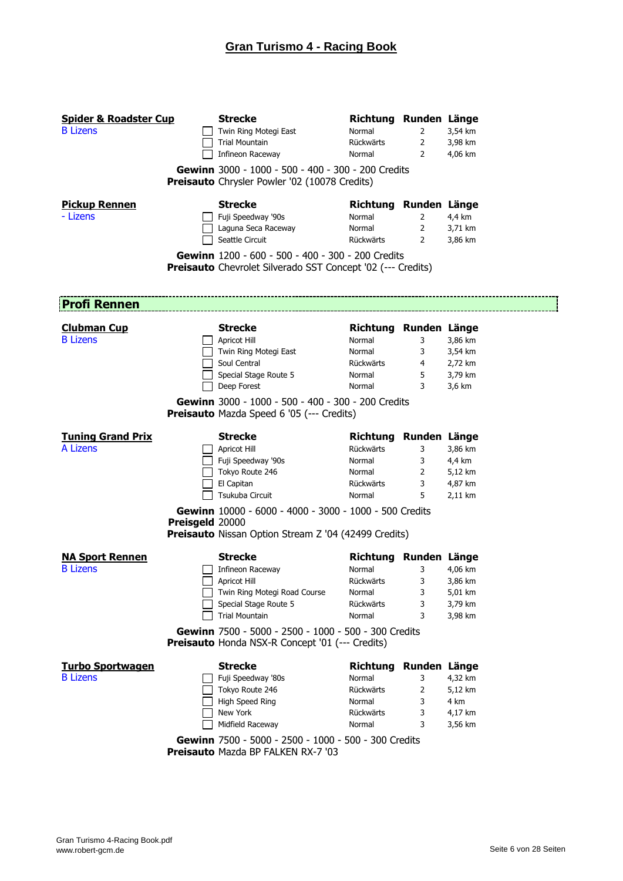# Gran Turismo 4 - Racing Book

### Spider & Roadster Cup

B Lizens

| | Strecke | Richtung | Runden | Länge |
|---|---|---|---|---|
| ☐ | Twin Ring Motegi East | Normal | 2 | 3,54 km |
| ☐ | Trial Mountain | Rückwärts | 2 | 3,98 km |
| ☐ | Infineon Raceway | Normal | 2 | 4,06 km |

**Gewinn** 3000 - 1000 - 500 - 400 - 300 - 200 Credits
**Preisauto** Chrysler Powler '02 (10078 Credits)

### Pickup Rennen

- Lizens

| | Strecke | Richtung | Runden | Länge |
|---|---|---|---|---|
| ☐ | Fuji Speedway '90s | Normal | 2 | 4,4 km |
| ☐ | Laguna Seca Raceway | Normal | 2 | 3,71 km |
| ☐ | Seattle Circuit | Rückwärts | 2 | 3,86 km |

**Gewinn** 1200 - 600 - 500 - 400 - 300 - 200 Credits
**Preisauto** Chevrolet Silverado SST Concept '02 (--- Credits)

## Profi Rennen

### Clubman Cup

B Lizens

| | Strecke | Richtung | Runden | Länge |
|---|---|---|---|---|
| ☐ | Apricot Hill | Normal | 3 | 3,86 km |
| ☐ | Twin Ring Motegi East | Normal | 3 | 3,54 km |
| ☐ | Soul Central | Rückwärts | 4 | 2,72 km |
| ☐ | Special Stage Route 5 | Normal | 5 | 3,79 km |
| ☐ | Deep Forest | Normal | 3 | 3,6 km |

**Gewinn** 3000 - 1000 - 500 - 400 - 300 - 200 Credits
**Preisauto** Mazda Speed 6 '05 (--- Credits)

### Tuning Grand Prix

A Lizens

| | Strecke | Richtung | Runden | Länge |
|---|---|---|---|---|
| ☐ | Apricot Hill | Rückwärts | 3 | 3,86 km |
| ☐ | Fuji Speedway '90s | Normal | 3 | 4,4 km |
| ☐ | Tokyo Route 246 | Normal | 2 | 5,12 km |
| ☐ | El Capitan | Rückwärts | 3 | 4,87 km |
| ☐ | Tsukuba Circuit | Normal | 5 | 2,11 km |

**Gewinn** 10000 - 6000 - 4000 - 3000 - 1000 - 500 Credits
**Preisgeld** 20000
**Preisauto** Nissan Option Stream Z '04 (42499 Credits)

### NA Sport Rennen

B Lizens

| | Strecke | Richtung | Runden | Länge |
|---|---|---|---|---|
| ☐ | Infineon Raceway | Normal | 3 | 4,06 km |
| ☐ | Apricot Hill | Rückwärts | 3 | 3,86 km |
| ☐ | Twin Ring Motegi Road Course | Normal | 3 | 5,01 km |
| ☐ | Special Stage Route 5 | Rückwärts | 3 | 3,79 km |
| ☐ | Trial Mountain | Normal | 3 | 3,98 km |

**Gewinn** 7500 - 5000 - 2500 - 1000 - 500 - 300 Credits
**Preisauto** Honda NSX-R Concept '01 (--- Credits)

### Turbo Sportwagen

B Lizens

| | Strecke | Richtung | Runden | Länge |
|---|---|---|---|---|
| ☐ | Fuji Speedway '80s | Normal | 3 | 4,32 km |
| ☐ | Tokyo Route 246 | Rückwärts | 2 | 5,12 km |
| ☐ | High Speed Ring | Normal | 3 | 4 km |
| ☐ | New York | Rückwärts | 3 | 4,17 km |
| ☐ | Midfield Raceway | Normal | 3 | 3,56 km |

**Gewinn** 7500 - 5000 - 2500 - 1000 - 500 - 300 Credits
**Preisauto** Mazda BP FALKEN RX-7 '03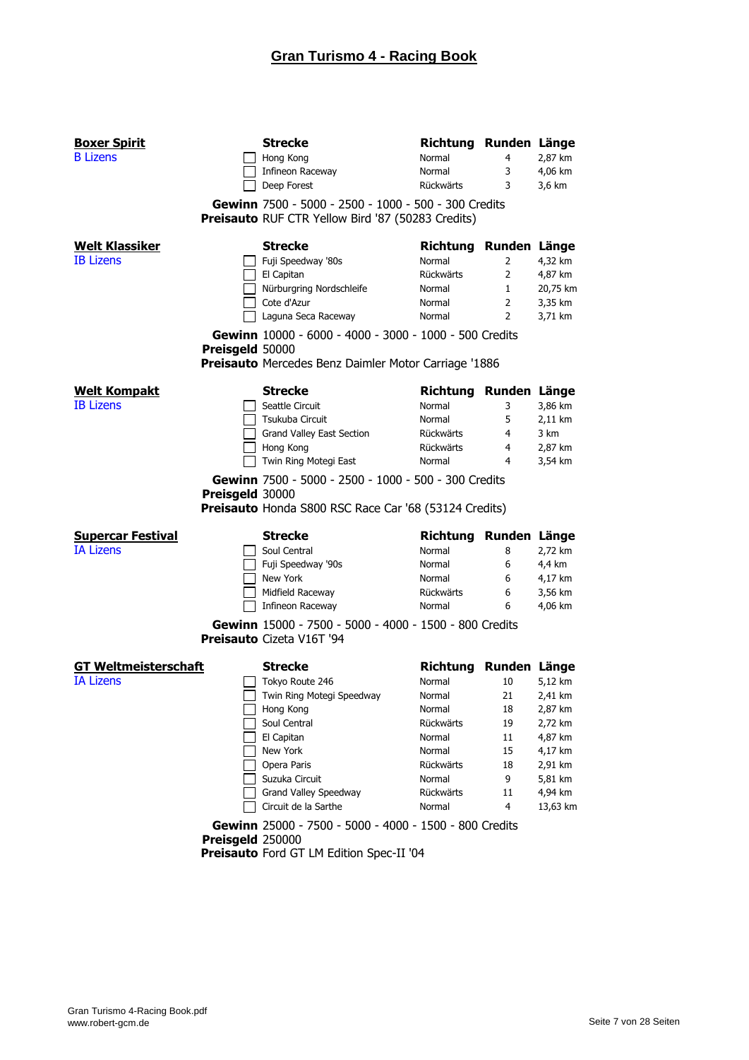# Gran Turismo 4 - Racing Book

## Boxer Spirit
B Lizens

| | Strecke | Richtung | Runden | Länge |
|---|---|---|---|---|
| ☐ | Hong Kong | Normal | 4 | 2,87 km |
| ☐ | Infineon Raceway | Normal | 3 | 4,06 km |
| ☐ | Deep Forest | Rückwärts | 3 | 3,6 km |

**Gewinn** 7500 - 5000 - 2500 - 1000 - 500 - 300 Credits
**Preisauto** RUF CTR Yellow Bird '87 (50283 Credits)

## Welt Klassiker
IB Lizens

| | Strecke | Richtung | Runden | Länge |
|---|---|---|---|---|
| ☐ | Fuji Speedway '80s | Normal | 2 | 4,32 km |
| ☐ | El Capitan | Rückwärts | 2 | 4,87 km |
| ☐ | Nürburgring Nordschleife | Normal | 1 | 20,75 km |
| ☐ | Cote d'Azur | Normal | 2 | 3,35 km |
| ☐ | Laguna Seca Raceway | Normal | 2 | 3,71 km |

**Gewinn** 10000 - 6000 - 4000 - 3000 - 1000 - 500 Credits
**Preisgeld** 50000
**Preisauto** Mercedes Benz Daimler Motor Carriage '1886

## Welt Kompakt
IB Lizens

| | Strecke | Richtung | Runden | Länge |
|---|---|---|---|---|
| ☐ | Seattle Circuit | Normal | 3 | 3,86 km |
| ☐ | Tsukuba Circuit | Normal | 5 | 2,11 km |
| ☐ | Grand Valley East Section | Rückwärts | 4 | 3 km |
| ☐ | Hong Kong | Rückwärts | 4 | 2,87 km |
| ☐ | Twin Ring Motegi East | Normal | 4 | 3,54 km |

**Gewinn** 7500 - 5000 - 2500 - 1000 - 500 - 300 Credits
**Preisgeld** 30000
**Preisauto** Honda S800 RSC Race Car '68 (53124 Credits)

## Supercar Festival
IA Lizens

| | Strecke | Richtung | Runden | Länge |
|---|---|---|---|---|
| ☐ | Soul Central | Normal | 8 | 2,72 km |
| ☐ | Fuji Speedway '90s | Normal | 6 | 4,4 km |
| ☐ | New York | Normal | 6 | 4,17 km |
| ☐ | Midfield Raceway | Rückwärts | 6 | 3,56 km |
| ☐ | Infineon Raceway | Normal | 6 | 4,06 km |

**Gewinn** 15000 - 7500 - 5000 - 4000 - 1500 - 800 Credits
**Preisauto** Cizeta V16T '94

## GT Weltmeisterschaft
IA Lizens

| | Strecke | Richtung | Runden | Länge |
|---|---|---|---|---|
| ☐ | Tokyo Route 246 | Normal | 10 | 5,12 km |
| ☐ | Twin Ring Motegi Speedway | Normal | 21 | 2,41 km |
| ☐ | Hong Kong | Normal | 18 | 2,87 km |
| ☐ | Soul Central | Rückwärts | 19 | 2,72 km |
| ☐ | El Capitan | Normal | 11 | 4,87 km |
| ☐ | New York | Normal | 15 | 4,17 km |
| ☐ | Opera Paris | Rückwärts | 18 | 2,91 km |
| ☐ | Suzuka Circuit | Normal | 9 | 5,81 km |
| ☐ | Grand Valley Speedway | Rückwärts | 11 | 4,94 km |
| ☐ | Circuit de la Sarthe | Normal | 4 | 13,63 km |

**Gewinn** 25000 - 7500 - 5000 - 4000 - 1500 - 800 Credits
**Preisgeld** 250000
**Preisauto** Ford GT LM Edition Spec-II '04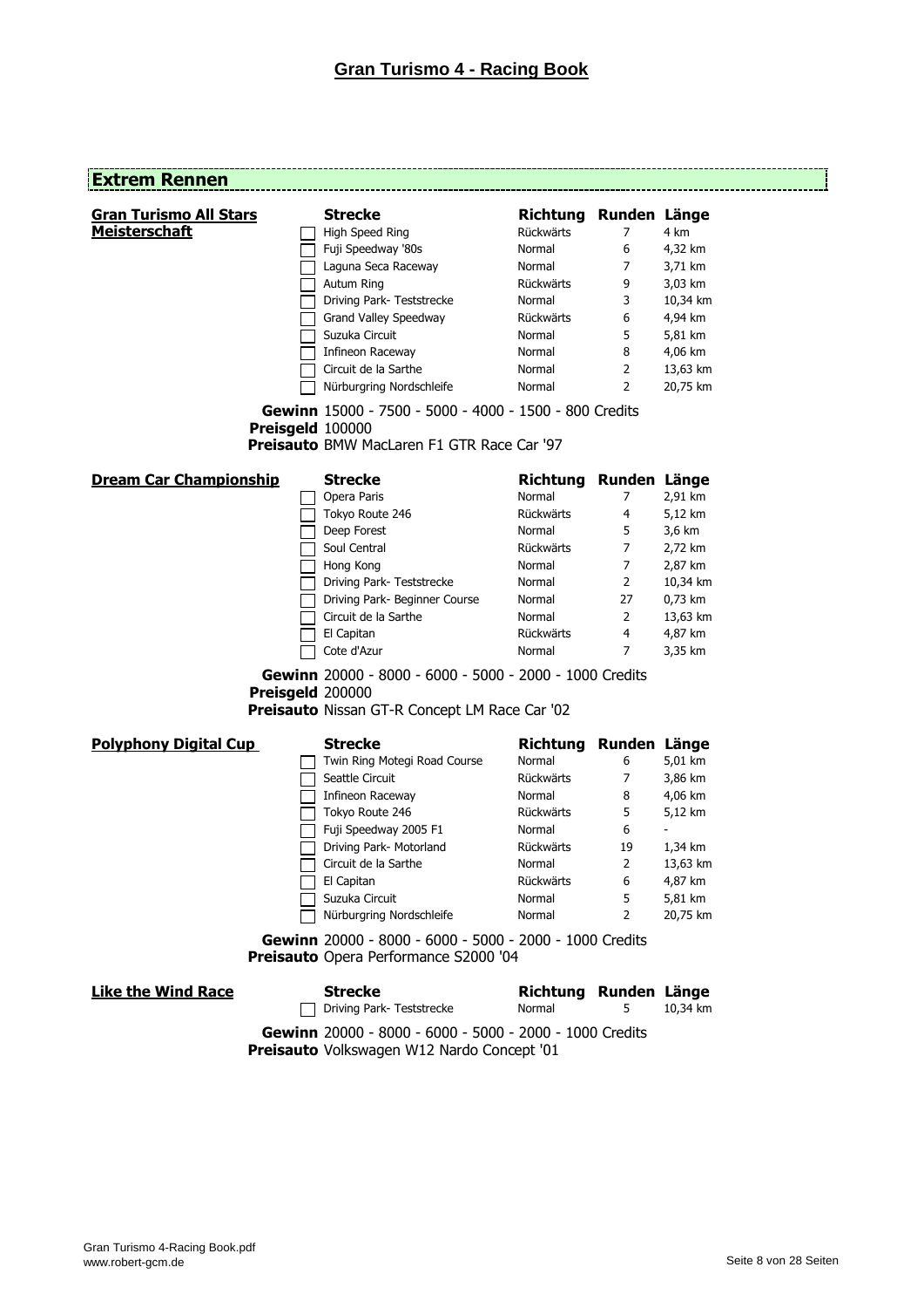# Gran Turismo 4 - Racing Book

## Extrem Rennen

### Gran Turismo All Stars Meisterschaft

| | Strecke | Richtung | Runden | Länge |
|---|---|---|---|---|
| ☐ | High Speed Ring | Rückwärts | 7 | 4 km |
| ☐ | Fuji Speedway '80s | Normal | 6 | 4,32 km |
| ☐ | Laguna Seca Raceway | Normal | 7 | 3,71 km |
| ☐ | Autum Ring | Rückwärts | 9 | 3,03 km |
| ☐ | Driving Park- Teststrecke | Normal | 3 | 10,34 km |
| ☐ | Grand Valley Speedway | Rückwärts | 6 | 4,94 km |
| ☐ | Suzuka Circuit | Normal | 5 | 5,81 km |
| ☐ | Infineon Raceway | Normal | 8 | 4,06 km |
| ☐ | Circuit de la Sarthe | Normal | 2 | 13,63 km |
| ☐ | Nürburgring Nordschleife | Normal | 2 | 20,75 km |

**Gewinn** 15000 - 7500 - 5000 - 4000 - 1500 - 800 Credits
**Preisgeld** 100000
**Preisauto** BMW MacLaren F1 GTR Race Car '97

### Dream Car Championship

| | Strecke | Richtung | Runden | Länge |
|---|---|---|---|---|
| ☐ | Opera Paris | Normal | 7 | 2,91 km |
| ☐ | Tokyo Route 246 | Rückwärts | 4 | 5,12 km |
| ☐ | Deep Forest | Normal | 5 | 3,6 km |
| ☐ | Soul Central | Rückwärts | 7 | 2,72 km |
| ☐ | Hong Kong | Normal | 7 | 2,87 km |
| ☐ | Driving Park- Teststrecke | Normal | 2 | 10,34 km |
| ☐ | Driving Park- Beginner Course | Normal | 27 | 0,73 km |
| ☐ | Circuit de la Sarthe | Normal | 2 | 13,63 km |
| ☐ | El Capitan | Rückwärts | 4 | 4,87 km |
| ☐ | Cote d'Azur | Normal | 7 | 3,35 km |

**Gewinn** 20000 - 8000 - 6000 - 5000 - 2000 - 1000 Credits
**Preisgeld** 200000
**Preisauto** Nissan GT-R Concept LM Race Car '02

### Polyphony Digital Cup

| | Strecke | Richtung | Runden | Länge |
|---|---|---|---|---|
| ☐ | Twin Ring Motegi Road Course | Normal | 6 | 5,01 km |
| ☐ | Seattle Circuit | Rückwärts | 7 | 3,86 km |
| ☐ | Infineon Raceway | Normal | 8 | 4,06 km |
| ☐ | Tokyo Route 246 | Rückwärts | 5 | 5,12 km |
| ☐ | Fuji Speedway 2005 F1 | Normal | 6 | - |
| ☐ | Driving Park- Motorland | Rückwärts | 19 | 1,34 km |
| ☐ | Circuit de la Sarthe | Normal | 2 | 13,63 km |
| ☐ | El Capitan | Rückwärts | 6 | 4,87 km |
| ☐ | Suzuka Circuit | Normal | 5 | 5,81 km |
| ☐ | Nürburgring Nordschleife | Normal | 2 | 20,75 km |

**Gewinn** 20000 - 8000 - 6000 - 5000 - 2000 - 1000 Credits
**Preisauto** Opera Performance S2000 '04

### Like the Wind Race

| | Strecke | Richtung | Runden | Länge |
|---|---|---|---|---|
| ☐ | Driving Park- Teststrecke | Normal | 5 | 10,34 km |

**Gewinn** 20000 - 8000 - 6000 - 5000 - 2000 - 1000 Credits
**Preisauto** Volkswagen W12 Nardo Concept '01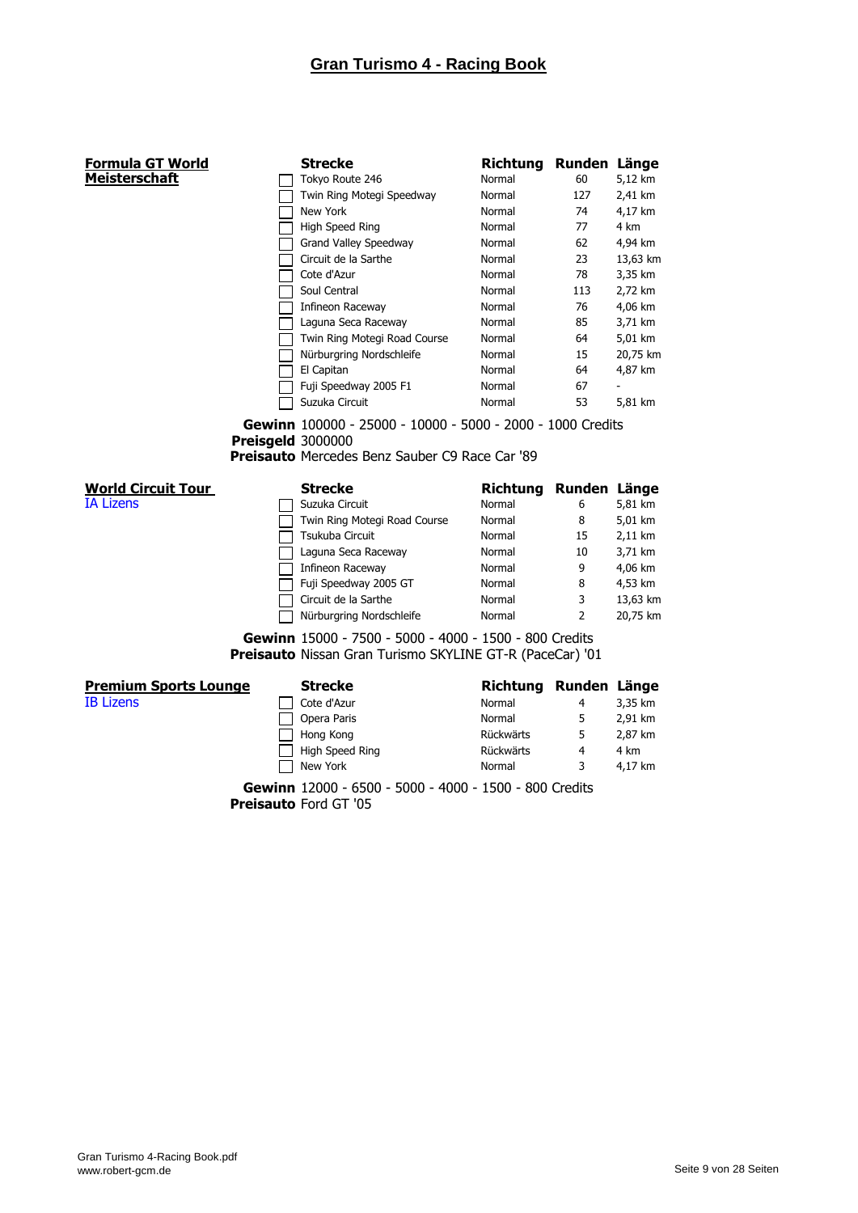# Gran Turismo 4 - Racing Book

## Formula GT World Meisterschaft

| | Strecke | Richtung | Runden | Länge |
|---|---|---|---|---|
| ☐ | Tokyo Route 246 | Normal | 60 | 5,12 km |
| ☐ | Twin Ring Motegi Speedway | Normal | 127 | 2,41 km |
| ☐ | New York | Normal | 74 | 4,17 km |
| ☐ | High Speed Ring | Normal | 77 | 4 km |
| ☐ | Grand Valley Speedway | Normal | 62 | 4,94 km |
| ☐ | Circuit de la Sarthe | Normal | 23 | 13,63 km |
| ☐ | Cote d'Azur | Normal | 78 | 3,35 km |
| ☐ | Soul Central | Normal | 113 | 2,72 km |
| ☐ | Infineon Raceway | Normal | 76 | 4,06 km |
| ☐ | Laguna Seca Raceway | Normal | 85 | 3,71 km |
| ☐ | Twin Ring Motegi Road Course | Normal | 64 | 5,01 km |
| ☐ | Nürburgring Nordschleife | Normal | 15 | 20,75 km |
| ☐ | El Capitan | Normal | 64 | 4,87 km |
| ☐ | Fuji Speedway 2005 F1 | Normal | 67 | - |
| ☐ | Suzuka Circuit | Normal | 53 | 5,81 km |

**Gewinn** 100000 - 25000 - 10000 - 5000 - 2000 - 1000 Credits
**Preisgeld** 3000000
**Preisauto** Mercedes Benz Sauber C9 Race Car '89

## World Circuit Tour

IA Lizens

| | Strecke | Richtung | Runden | Länge |
|---|---|---|---|---|
| ☐ | Suzuka Circuit | Normal | 6 | 5,81 km |
| ☐ | Twin Ring Motegi Road Course | Normal | 8 | 5,01 km |
| ☐ | Tsukuba Circuit | Normal | 15 | 2,11 km |
| ☐ | Laguna Seca Raceway | Normal | 10 | 3,71 km |
| ☐ | Infineon Raceway | Normal | 9 | 4,06 km |
| ☐ | Fuji Speedway 2005 GT | Normal | 8 | 4,53 km |
| ☐ | Circuit de la Sarthe | Normal | 3 | 13,63 km |
| ☐ | Nürburgring Nordschleife | Normal | 2 | 20,75 km |

**Gewinn** 15000 - 7500 - 5000 - 4000 - 1500 - 800 Credits
**Preisauto** Nissan Gran Turismo SKYLINE GT-R (PaceCar) '01

## Premium Sports Lounge

IB Lizens

| | Strecke | Richtung | Runden | Länge |
|---|---|---|---|---|
| ☐ | Cote d'Azur | Normal | 4 | 3,35 km |
| ☐ | Opera Paris | Normal | 5 | 2,91 km |
| ☐ | Hong Kong | Rückwärts | 5 | 2,87 km |
| ☐ | High Speed Ring | Rückwärts | 4 | 4 km |
| ☐ | New York | Normal | 3 | 4,17 km |

**Gewinn** 12000 - 6500 - 5000 - 4000 - 1500 - 800 Credits
**Preisauto** Ford GT '05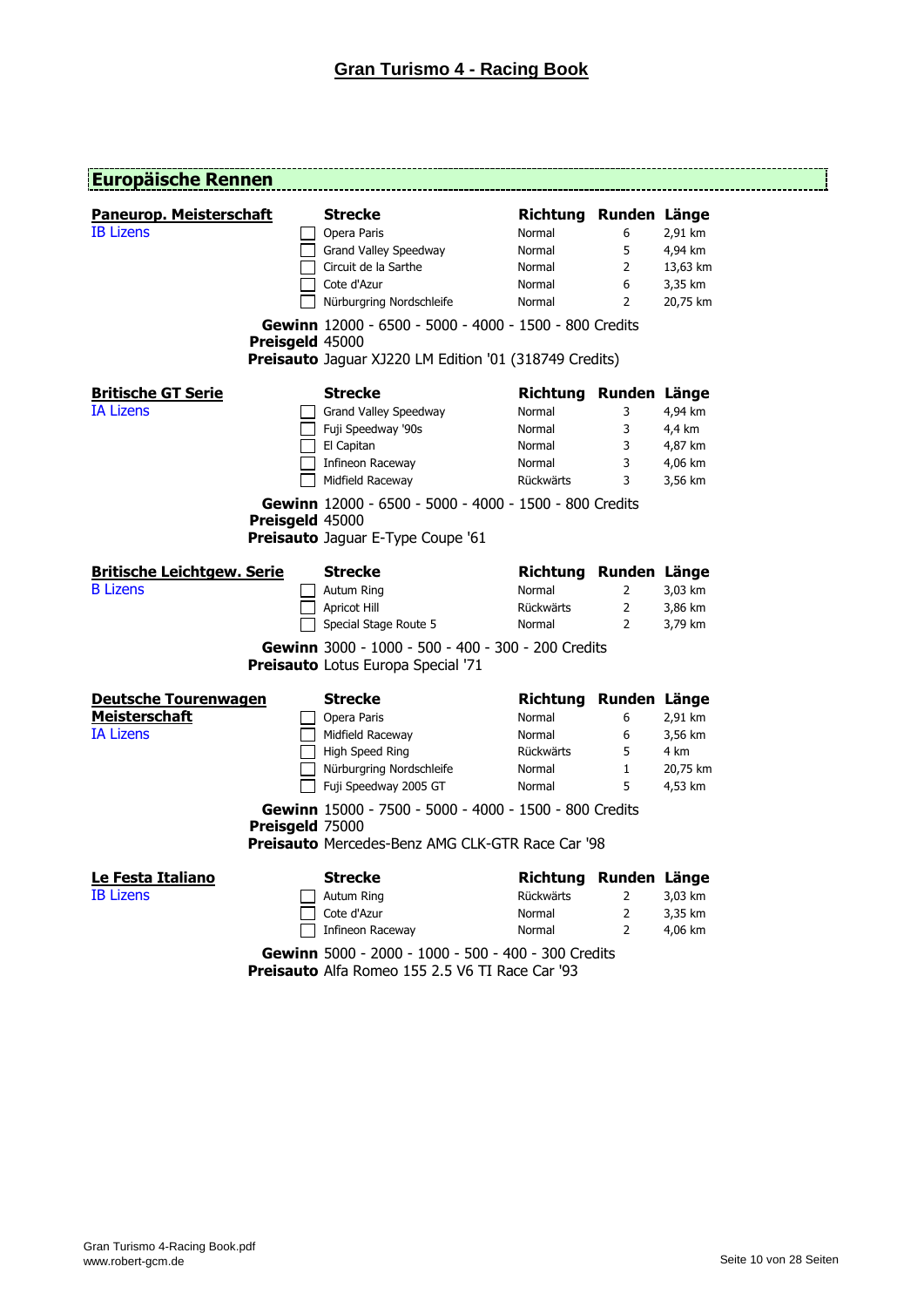# Gran Turismo 4 - Racing Book

## Europäische Rennen

### Paneurop. Meisterschaft
IB Lizens

| Strecke | Richtung | Runden | Länge |
|---|---|---|---|
| Opera Paris | Normal | 6 | 2,91 km |
| Grand Valley Speedway | Normal | 5 | 4,94 km |
| Circuit de la Sarthe | Normal | 2 | 13,63 km |
| Cote d'Azur | Normal | 6 | 3,35 km |
| Nürburgring Nordschleife | Normal | 2 | 20,75 km |

**Gewinn** 12000 - 6500 - 5000 - 4000 - 1500 - 800 Credits
**Preisgeld** 45000
**Preisauto** Jaguar XJ220 LM Edition '01 (318749 Credits)

### Britische GT Serie
IA Lizens

| Strecke | Richtung | Runden | Länge |
|---|---|---|---|
| Grand Valley Speedway | Normal | 3 | 4,94 km |
| Fuji Speedway '90s | Normal | 3 | 4,4 km |
| El Capitan | Normal | 3 | 4,87 km |
| Infineon Raceway | Normal | 3 | 4,06 km |
| Midfield Raceway | Rückwärts | 3 | 3,56 km |

**Gewinn** 12000 - 6500 - 5000 - 4000 - 1500 - 800 Credits
**Preisgeld** 45000
**Preisauto** Jaguar E-Type Coupe '61

### Britische Leichtgew. Serie
B Lizens

| Strecke | Richtung | Runden | Länge |
|---|---|---|---|
| Autum Ring | Normal | 2 | 3,03 km |
| Apricot Hill | Rückwärts | 2 | 3,86 km |
| Special Stage Route 5 | Normal | 2 | 3,79 km |

**Gewinn** 3000 - 1000 - 500 - 400 - 300 - 200 Credits
**Preisauto** Lotus Europa Special '71

### Deutsche Tourenwagen Meisterschaft
IA Lizens

| Strecke | Richtung | Runden | Länge |
|---|---|---|---|
| Opera Paris | Normal | 6 | 2,91 km |
| Midfield Raceway | Normal | 6 | 3,56 km |
| High Speed Ring | Rückwärts | 5 | 4 km |
| Nürburgring Nordschleife | Normal | 1 | 20,75 km |
| Fuji Speedway 2005 GT | Normal | 5 | 4,53 km |

**Gewinn** 15000 - 7500 - 5000 - 4000 - 1500 - 800 Credits
**Preisgeld** 75000
**Preisauto** Mercedes-Benz AMG CLK-GTR Race Car '98

### Le Festa Italiano
IB Lizens

| Strecke | Richtung | Runden | Länge |
|---|---|---|---|
| Autum Ring | Rückwärts | 2 | 3,03 km |
| Cote d'Azur | Normal | 2 | 3,35 km |
| Infineon Raceway | Normal | 2 | 4,06 km |

**Gewinn** 5000 - 2000 - 1000 - 500 - 400 - 300 Credits
**Preisauto** Alfa Romeo 155 2.5 V6 TI Race Car '93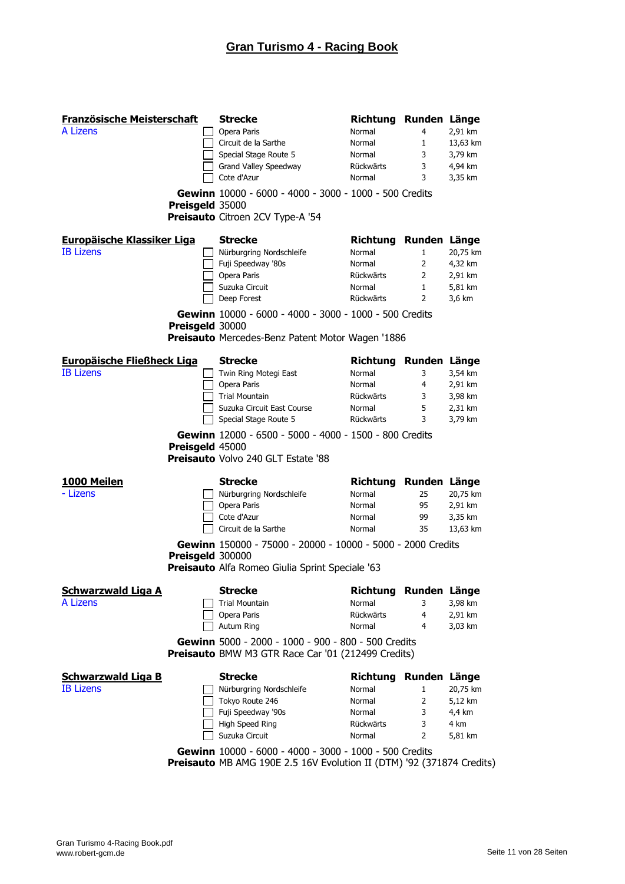# Gran Turismo 4 - Racing Book

## Französische Meisterschaft

A Lizens

| | Strecke | Richtung | Runden | Länge |
|---|---|---|---|---|
| ☐ | Opera Paris | Normal | 4 | 2,91 km |
| ☐ | Circuit de la Sarthe | Normal | 1 | 13,63 km |
| ☐ | Special Stage Route 5 | Normal | 3 | 3,79 km |
| ☐ | Grand Valley Speedway | Rückwärts | 3 | 4,94 km |
| ☐ | Cote d'Azur | Normal | 3 | 3,35 km |

**Gewinn** 10000 - 6000 - 4000 - 3000 - 1000 - 500 Credits
**Preisgeld** 35000
**Preisauto** Citroen 2CV Type-A '54

## Europäische Klassiker Liga

IB Lizens

| | Strecke | Richtung | Runden | Länge |
|---|---|---|---|---|
| ☐ | Nürburgring Nordschleife | Normal | 1 | 20,75 km |
| ☐ | Fuji Speedway '80s | Normal | 2 | 4,32 km |
| ☐ | Opera Paris | Rückwärts | 2 | 2,91 km |
| ☐ | Suzuka Circuit | Normal | 1 | 5,81 km |
| ☐ | Deep Forest | Rückwärts | 2 | 3,6 km |

**Gewinn** 10000 - 6000 - 4000 - 3000 - 1000 - 500 Credits
**Preisgeld** 30000
**Preisauto** Mercedes-Benz Patent Motor Wagen '1886

## Europäische Fließheck Liga

IB Lizens

| | Strecke | Richtung | Runden | Länge |
|---|---|---|---|---|
| ☐ | Twin Ring Motegi East | Normal | 3 | 3,54 km |
| ☐ | Opera Paris | Normal | 4 | 2,91 km |
| ☐ | Trial Mountain | Rückwärts | 3 | 3,98 km |
| ☐ | Suzuka Circuit East Course | Normal | 5 | 2,31 km |
| ☐ | Special Stage Route 5 | Rückwärts | 3 | 3,79 km |

**Gewinn** 12000 - 6500 - 5000 - 4000 - 1500 - 800 Credits
**Preisgeld** 45000
**Preisauto** Volvo 240 GLT Estate '88

## 1000 Meilen

\- Lizens

| | Strecke | Richtung | Runden | Länge |
|---|---|---|---|---|
| ☐ | Nürburgring Nordschleife | Normal | 25 | 20,75 km |
| ☐ | Opera Paris | Normal | 95 | 2,91 km |
| ☐ | Cote d'Azur | Normal | 99 | 3,35 km |
| ☐ | Circuit de la Sarthe | Normal | 35 | 13,63 km |

**Gewinn** 150000 - 75000 - 20000 - 10000 - 5000 - 2000 Credits
**Preisgeld** 300000
**Preisauto** Alfa Romeo Giulia Sprint Speciale '63

## Schwarzwald Liga A

A Lizens

| | Strecke | Richtung | Runden | Länge |
|---|---|---|---|---|
| ☐ | Trial Mountain | Normal | 3 | 3,98 km |
| ☐ | Opera Paris | Rückwärts | 4 | 2,91 km |
| ☐ | Autum Ring | Normal | 4 | 3,03 km |

**Gewinn** 5000 - 2000 - 1000 - 900 - 800 - 500 Credits
**Preisauto** BMW M3 GTR Race Car '01 (212499 Credits)

## Schwarzwald Liga B

IB Lizens

| | Strecke | Richtung | Runden | Länge |
|---|---|---|---|---|
| ☐ | Nürburgring Nordschleife | Normal | 1 | 20,75 km |
| ☐ | Tokyo Route 246 | Normal | 2 | 5,12 km |
| ☐ | Fuji Speedway '90s | Normal | 3 | 4,4 km |
| ☐ | High Speed Ring | Rückwärts | 3 | 4 km |
| ☐ | Suzuka Circuit | Normal | 2 | 5,81 km |

**Gewinn** 10000 - 6000 - 4000 - 3000 - 1000 - 500 Credits
**Preisauto** MB AMG 190E 2.5 16V Evolution II (DTM) '92 (371874 Credits)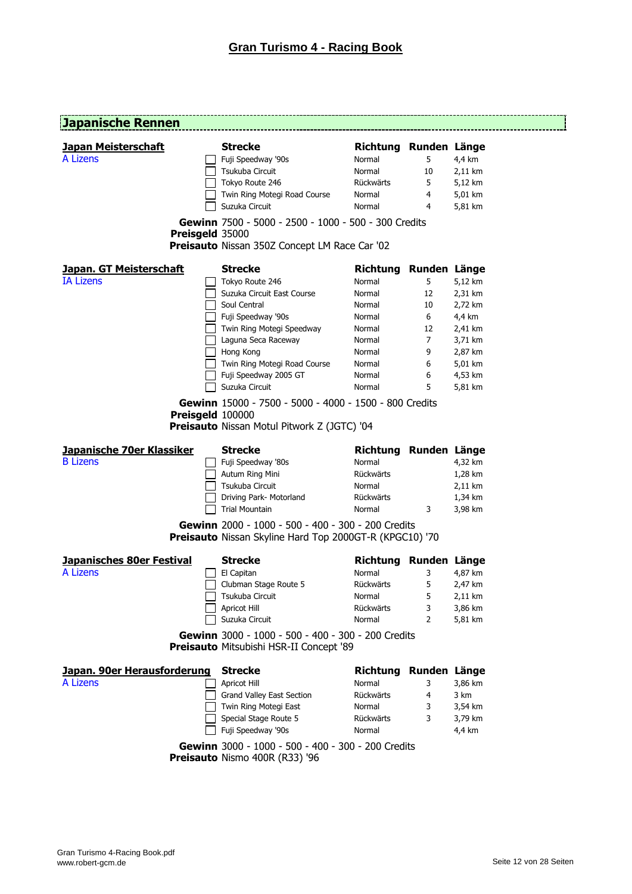# Gran Turismo 4 - Racing Book

## Japanische Rennen

### Japan Meisterschaft

A Lizens

| | Strecke | Richtung | Runden | Länge |
|---|---|---|---|---|
| ☐ | Fuji Speedway '90s | Normal | 5 | 4,4 km |
| ☐ | Tsukuba Circuit | Normal | 10 | 2,11 km |
| ☐ | Tokyo Route 246 | Rückwärts | 5 | 5,12 km |
| ☐ | Twin Ring Motegi Road Course | Normal | 4 | 5,01 km |
| ☐ | Suzuka Circuit | Normal | 4 | 5,81 km |

**Gewinn** 7500 - 5000 - 2500 - 1000 - 500 - 300 Credits
**Preisgeld** 35000
**Preisauto** Nissan 350Z Concept LM Race Car '02

### Japan. GT Meisterschaft

IA Lizens

| | Strecke | Richtung | Runden | Länge |
|---|---|---|---|---|
| ☐ | Tokyo Route 246 | Normal | 5 | 5,12 km |
| ☐ | Suzuka Circuit East Course | Normal | 12 | 2,31 km |
| ☐ | Soul Central | Normal | 10 | 2,72 km |
| ☐ | Fuji Speedway '90s | Normal | 6 | 4,4 km |
| ☐ | Twin Ring Motegi Speedway | Normal | 12 | 2,41 km |
| ☐ | Laguna Seca Raceway | Normal | 7 | 3,71 km |
| ☐ | Hong Kong | Normal | 9 | 2,87 km |
| ☐ | Twin Ring Motegi Road Course | Normal | 6 | 5,01 km |
| ☐ | Fuji Speedway 2005 GT | Normal | 6 | 4,53 km |
| ☐ | Suzuka Circuit | Normal | 5 | 5,81 km |

**Gewinn** 15000 - 7500 - 5000 - 4000 - 1500 - 800 Credits
**Preisgeld** 100000
**Preisauto** Nissan Motul Pitwork Z (JGTC) '04

### Japanische 70er Klassiker

B Lizens

| | Strecke | Richtung | Runden | Länge |
|---|---|---|---|---|
| ☐ | Fuji Speedway '80s | Normal | | 4,32 km |
| ☐ | Autum Ring Mini | Rückwärts | | 1,28 km |
| ☐ | Tsukuba Circuit | Normal | | 2,11 km |
| ☐ | Driving Park- Motorland | Rückwärts | | 1,34 km |
| ☐ | Trial Mountain | Normal | 3 | 3,98 km |

**Gewinn** 2000 - 1000 - 500 - 400 - 300 - 200 Credits
**Preisauto** Nissan Skyline Hard Top 2000GT-R (KPGC10) '70

### Japanisches 80er Festival

A Lizens

| | Strecke | Richtung | Runden | Länge |
|---|---|---|---|---|
| ☐ | El Capitan | Normal | 3 | 4,87 km |
| ☐ | Clubman Stage Route 5 | Rückwärts | 5 | 2,47 km |
| ☐ | Tsukuba Circuit | Normal | 5 | 2,11 km |
| ☐ | Apricot Hill | Rückwärts | 3 | 3,86 km |
| ☐ | Suzuka Circuit | Normal | 2 | 5,81 km |

**Gewinn** 3000 - 1000 - 500 - 400 - 300 - 200 Credits
**Preisauto** Mitsubishi HSR-II Concept '89

### Japan. 90er Herausforderung

A Lizens

| | Strecke | Richtung | Runden | Länge |
|---|---|---|---|---|
| ☐ | Apricot Hill | Normal | 3 | 3,86 km |
| ☐ | Grand Valley East Section | Rückwärts | 4 | 3 km |
| ☐ | Twin Ring Motegi East | Normal | 3 | 3,54 km |
| ☐ | Special Stage Route 5 | Rückwärts | 3 | 3,79 km |
| ☐ | Fuji Speedway '90s | Normal | | 4,4 km |

**Gewinn** 3000 - 1000 - 500 - 400 - 300 - 200 Credits
**Preisauto** Nismo 400R (R33) '96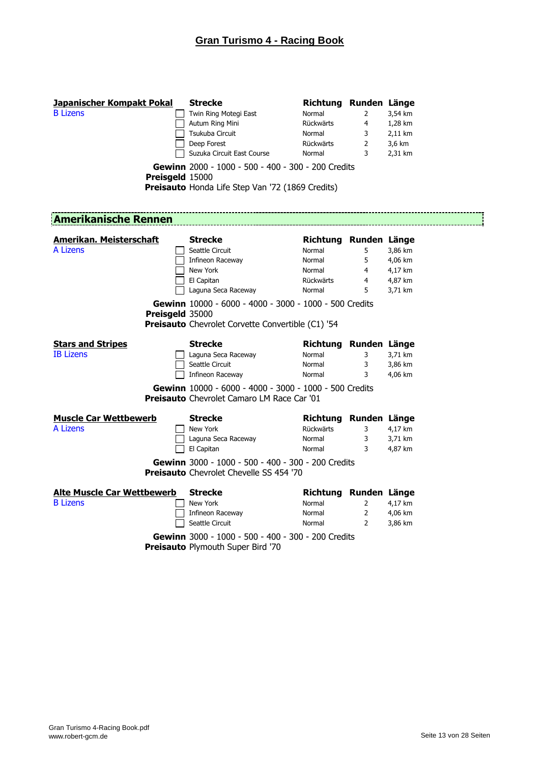# Gran Turismo 4 - Racing Book

### Japanischer Kompakt Pokal

B Lizens

| | Strecke | Richtung | Runden | Länge |
|---|---|---|---|---|
| ☐ | Twin Ring Motegi East | Normal | 2 | 3,54 km |
| ☐ | Autum Ring Mini | Rückwärts | 4 | 1,28 km |
| ☐ | Tsukuba Circuit | Normal | 3 | 2,11 km |
| ☐ | Deep Forest | Rückwärts | 2 | 3,6 km |
| ☐ | Suzuka Circuit East Course | Normal | 3 | 2,31 km |

**Gewinn** 2000 - 1000 - 500 - 400 - 300 - 200 Credits
**Preisgeld** 15000
**Preisauto** Honda Life Step Van '72 (1869 Credits)

## Amerikanische Rennen

### Amerikan. Meisterschaft

A Lizens

| | Strecke | Richtung | Runden | Länge |
|---|---|---|---|---|
| ☐ | Seattle Circuit | Normal | 5 | 3,86 km |
| ☐ | Infineon Raceway | Normal | 5 | 4,06 km |
| ☐ | New York | Normal | 4 | 4,17 km |
| ☐ | El Capitan | Rückwärts | 4 | 4,87 km |
| ☐ | Laguna Seca Raceway | Normal | 5 | 3,71 km |

**Gewinn** 10000 - 6000 - 4000 - 3000 - 1000 - 500 Credits
**Preisgeld** 35000
**Preisauto** Chevrolet Corvette Convertible (C1) '54

### Stars and Stripes

IB Lizens

| | Strecke | Richtung | Runden | Länge |
|---|---|---|---|---|
| ☐ | Laguna Seca Raceway | Normal | 3 | 3,71 km |
| ☐ | Seattle Circuit | Normal | 3 | 3,86 km |
| ☐ | Infineon Raceway | Normal | 3 | 4,06 km |

**Gewinn** 10000 - 6000 - 4000 - 3000 - 1000 - 500 Credits
**Preisauto** Chevrolet Camaro LM Race Car '01

### Muscle Car Wettbewerb

A Lizens

| | Strecke | Richtung | Runden | Länge |
|---|---|---|---|---|
| ☐ | New York | Rückwärts | 3 | 4,17 km |
| ☐ | Laguna Seca Raceway | Normal | 3 | 3,71 km |
| ☐ | El Capitan | Normal | 3 | 4,87 km |

**Gewinn** 3000 - 1000 - 500 - 400 - 300 - 200 Credits
**Preisauto** Chevrolet Chevelle SS 454 '70

### Alte Muscle Car Wettbewerb

B Lizens

| | Strecke | Richtung | Runden | Länge |
|---|---|---|---|---|
| ☐ | New York | Normal | 2 | 4,17 km |
| ☐ | Infineon Raceway | Normal | 2 | 4,06 km |
| ☐ | Seattle Circuit | Normal | 2 | 3,86 km |

**Gewinn** 3000 - 1000 - 500 - 400 - 300 - 200 Credits
**Preisauto** Plymouth Super Bird '70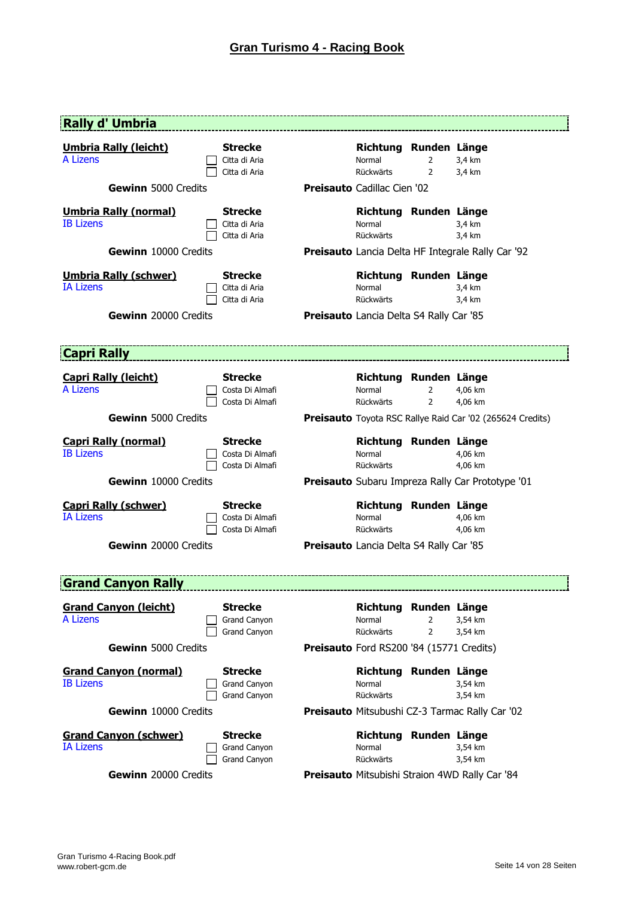# Gran Turismo 4 - Racing Book

## Rally d' Umbria

### Umbria Rally (leicht)

A Lizens

| | Strecke | Richtung | Runden | Länge |
|---|---|---|---|---|
| ☐ | Citta di Aria | Normal | 2 | 3,4 km |
| ☐ | Citta di Aria | Rückwärts | 2 | 3,4 km |

**Gewinn** 5000 Credits

**Preisauto** Cadillac Cien '02

### Umbria Rally (normal)

IB Lizens

| | Strecke | Richtung | Runden | Länge |
|---|---|---|---|---|
| ☐ | Citta di Aria | Normal | | 3,4 km |
| ☐ | Citta di Aria | Rückwärts | | 3,4 km |

**Gewinn** 10000 Credits

**Preisauto** Lancia Delta HF Integrale Rally Car '92

### Umbria Rally (schwer)

IA Lizens

| | Strecke | Richtung | Runden | Länge |
|---|---|---|---|---|
| ☐ | Citta di Aria | Normal | | 3,4 km |
| ☐ | Citta di Aria | Rückwärts | | 3,4 km |

**Gewinn** 20000 Credits

**Preisauto** Lancia Delta S4 Rally Car '85

## Capri Rally

### Capri Rally (leicht)

A Lizens

| | Strecke | Richtung | Runden | Länge |
|---|---|---|---|---|
| ☐ | Costa Di Almafi | Normal | 2 | 4,06 km |
| ☐ | Costa Di Almafi | Rückwärts | 2 | 4,06 km |

**Gewinn** 5000 Credits

**Preisauto** Toyota RSC Rallye Raid Car '02 (265624 Credits)

### Capri Rally (normal)

IB Lizens

| | Strecke | Richtung | Runden | Länge |
|---|---|---|---|---|
| ☐ | Costa Di Almafi | Normal | | 4,06 km |
| ☐ | Costa Di Almafi | Rückwärts | | 4,06 km |

**Gewinn** 10000 Credits

**Preisauto** Subaru Impreza Rally Car Prototype '01

### Capri Rally (schwer)

IA Lizens

| | Strecke | Richtung | Runden | Länge |
|---|---|---|---|---|
| ☐ | Costa Di Almafi | Normal | | 4,06 km |
| ☐ | Costa Di Almafi | Rückwärts | | 4,06 km |

**Gewinn** 20000 Credits

**Preisauto** Lancia Delta S4 Rally Car '85

## Grand Canyon Rally

### Grand Canyon (leicht)

A Lizens

| | Strecke | Richtung | Runden | Länge |
|---|---|---|---|---|
| ☐ | Grand Canyon | Normal | 2 | 3,54 km |
| ☐ | Grand Canyon | Rückwärts | 2 | 3,54 km |

**Gewinn** 5000 Credits

**Preisauto** Ford RS200 '84 (15771 Credits)

### Grand Canyon (normal)

IB Lizens

| | Strecke | Richtung | Runden | Länge |
|---|---|---|---|---|
| ☐ | Grand Canyon | Normal | | 3,54 km |
| ☐ | Grand Canyon | Rückwärts | | 3,54 km |

**Gewinn** 10000 Credits

**Preisauto** Mitsubushi CZ-3 Tarmac Rally Car '02

### Grand Canyon (schwer)

IA Lizens

| | Strecke | Richtung | Runden | Länge |
|---|---|---|---|---|
| ☐ | Grand Canyon | Normal | | 3,54 km |
| ☐ | Grand Canyon | Rückwärts | | 3,54 km |

**Gewinn** 20000 Credits

**Preisauto** Mitsubishi Straion 4WD Rally Car '84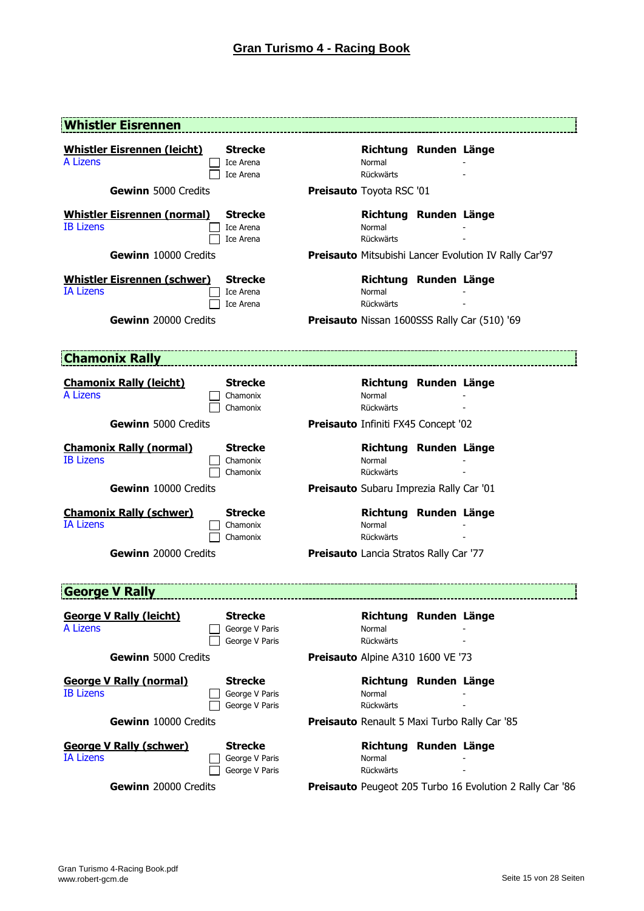## Whistler Eisrennen

### Whistler Eisrennen (leicht)

A Lizens

| Strecke | Richtung | Runden | Länge |
|---|---|---|---|
| Ice Arena | Normal | | - |
| Ice Arena | Rückwärts | | - |

**Gewinn** 5000 Credits

**Preisauto** Toyota RSC '01

### Whistler Eisrennen (normal)

IB Lizens

| Strecke | Richtung | Runden | Länge |
|---|---|---|---|
| Ice Arena | Normal | | - |
| Ice Arena | Rückwärts | | - |

**Gewinn** 10000 Credits

**Preisauto** Mitsubishi Lancer Evolution IV Rally Car'97

### Whistler Eisrennen (schwer)

IA Lizens

| Strecke | Richtung | Runden | Länge |
|---|---|---|---|
| Ice Arena | Normal | | - |
| Ice Arena | Rückwärts | | - |

**Gewinn** 20000 Credits

**Preisauto** Nissan 1600SSS Rally Car (510) '69

## Chamonix Rally

### Chamonix Rally (leicht)

A Lizens

| Strecke | Richtung | Runden | Länge |
|---|---|---|---|
| Chamonix | Normal | | - |
| Chamonix | Rückwärts | | - |

**Gewinn** 5000 Credits

**Preisauto** Infiniti FX45 Concept '02

### Chamonix Rally (normal)

IB Lizens

| Strecke | Richtung | Runden | Länge |
|---|---|---|---|
| Chamonix | Normal | | - |
| Chamonix | Rückwärts | | - |

**Gewinn** 10000 Credits

**Preisauto** Subaru Imprezia Rally Car '01

### Chamonix Rally (schwer)

IA Lizens

| Strecke | Richtung | Runden | Länge |
|---|---|---|---|
| Chamonix | Normal | | - |
| Chamonix | Rückwärts | | - |

**Gewinn** 20000 Credits

**Preisauto** Lancia Stratos Rally Car '77

## George V Rally

### George V Rally (leicht)

A Lizens

| Strecke | Richtung | Runden | Länge |
|---|---|---|---|
| George V Paris | Normal | | - |
| George V Paris | Rückwärts | | - |

**Gewinn** 5000 Credits

**Preisauto** Alpine A310 1600 VE '73

### George V Rally (normal)

IB Lizens

| Strecke | Richtung | Runden | Länge |
|---|---|---|---|
| George V Paris | Normal | | - |
| George V Paris | Rückwärts | | - |

**Gewinn** 10000 Credits

**Preisauto** Renault 5 Maxi Turbo Rally Car '85

### George V Rally (schwer)

IA Lizens

| Strecke | Richtung | Runden | Länge |
|---|---|---|---|
| George V Paris | Normal | | - |
| George V Paris | Rückwärts | | - |

**Gewinn** 20000 Credits

**Preisauto** Peugeot 205 Turbo 16 Evolution 2 Rally Car '86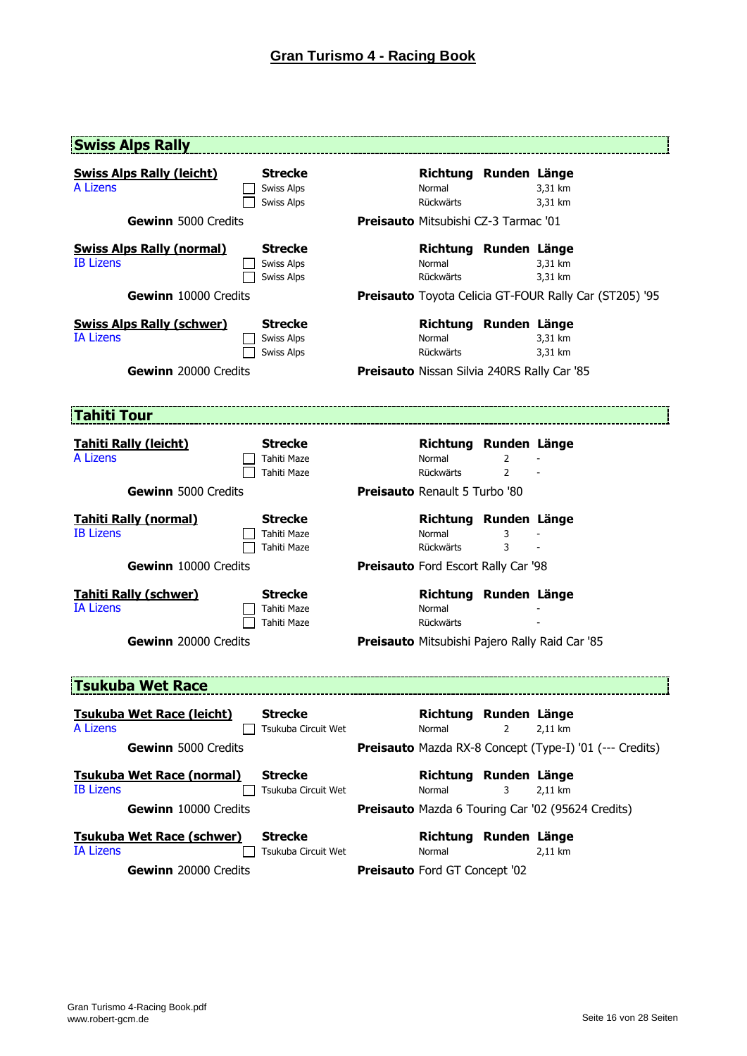# Gran Turismo 4 - Racing Book

## Swiss Alps Rally

### Swiss Alps Rally (leicht)

A Lizens

| | Strecke | Richtung | Runden | Länge |
|---|---|---|---|---|
| ☐ | Swiss Alps | Normal | | 3,31 km |
| ☐ | Swiss Alps | Rückwärts | | 3,31 km |

**Gewinn** 5000 Credits

**Preisauto** Mitsubishi CZ-3 Tarmac '01

### Swiss Alps Rally (normal)

IB Lizens

| | Strecke | Richtung | Runden | Länge |
|---|---|---|---|---|
| ☐ | Swiss Alps | Normal | | 3,31 km |
| ☐ | Swiss Alps | Rückwärts | | 3,31 km |

**Gewinn** 10000 Credits

**Preisauto** Toyota Celicia GT-FOUR Rally Car (ST205) '95

### Swiss Alps Rally (schwer)

IA Lizens

| | Strecke | Richtung | Runden | Länge |
|---|---|---|---|---|
| ☐ | Swiss Alps | Normal | | 3,31 km |
| ☐ | Swiss Alps | Rückwärts | | 3,31 km |

**Gewinn** 20000 Credits

**Preisauto** Nissan Silvia 240RS Rally Car '85

## Tahiti Tour

### Tahiti Rally (leicht)

A Lizens

| | Strecke | Richtung | Runden | Länge |
|---|---|---|---|---|
| ☐ | Tahiti Maze | Normal | 2 | - |
| ☐ | Tahiti Maze | Rückwärts | 2 | - |

**Gewinn** 5000 Credits

**Preisauto** Renault 5 Turbo '80

### Tahiti Rally (normal)

IB Lizens

| | Strecke | Richtung | Runden | Länge |
|---|---|---|---|---|
| ☐ | Tahiti Maze | Normal | 3 | - |
| ☐ | Tahiti Maze | Rückwärts | 3 | - |

**Gewinn** 10000 Credits

**Preisauto** Ford Escort Rally Car '98

### Tahiti Rally (schwer)

IA Lizens

| | Strecke | Richtung | Runden | Länge |
|---|---|---|---|---|
| ☐ | Tahiti Maze | Normal | | - |
| ☐ | Tahiti Maze | Rückwärts | | - |

**Gewinn** 20000 Credits

**Preisauto** Mitsubishi Pajero Rally Raid Car '85

## Tsukuba Wet Race

### Tsukuba Wet Race (leicht)

A Lizens

| | Strecke | Richtung | Runden | Länge |
|---|---|---|---|---|
| ☐ | Tsukuba Circuit Wet | Normal | 2 | 2,11 km |

**Gewinn** 5000 Credits

**Preisauto** Mazda RX-8 Concept (Type-I) '01 (--- Credits)

### Tsukuba Wet Race (normal)

IB Lizens

| | Strecke | Richtung | Runden | Länge |
|---|---|---|---|---|
| ☐ | Tsukuba Circuit Wet | Normal | 3 | 2,11 km |

**Gewinn** 10000 Credits

**Preisauto** Mazda 6 Touring Car '02 (95624 Credits)

### Tsukuba Wet Race (schwer)

IA Lizens

| | Strecke | Richtung | Runden | Länge |
|---|---|---|---|---|
| ☐ | Tsukuba Circuit Wet | Normal | | 2,11 km |

**Gewinn** 20000 Credits

**Preisauto** Ford GT Concept '02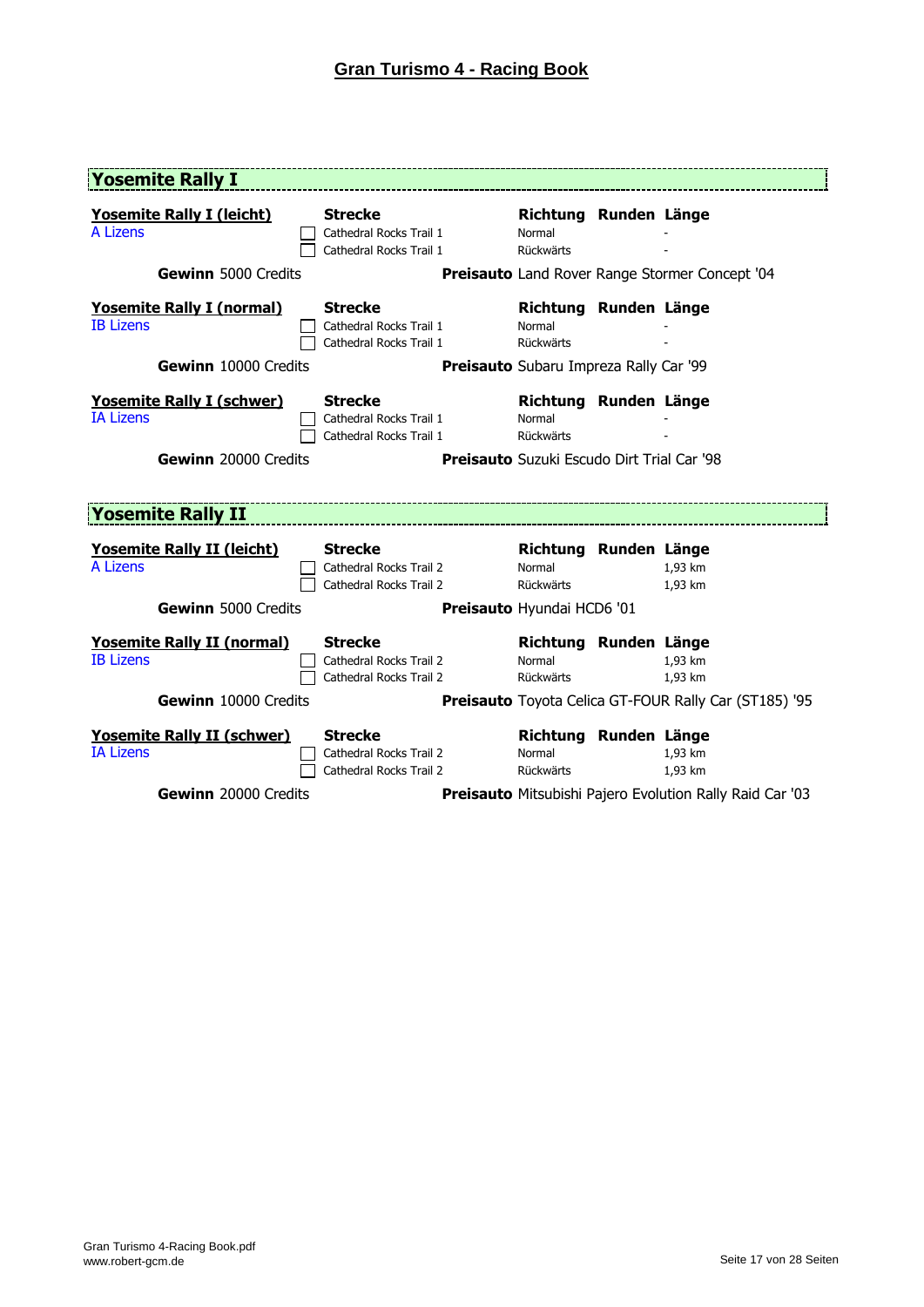# Gran Turismo 4 - Racing Book

## Yosemite Rally I

### Yosemite Rally I (leicht)

A Lizens

| | Strecke | Richtung | Runden | Länge |
|---|---|---|---|---|
| ☐ | Cathedral Rocks Trail 1 | Normal | | - |
| ☐ | Cathedral Rocks Trail 1 | Rückwärts | | - |

**Gewinn** 5000 Credits **Preisauto** Land Rover Range Stormer Concept '04

### Yosemite Rally I (normal)

IB Lizens

| | Strecke | Richtung | Runden | Länge |
|---|---|---|---|---|
| ☐ | Cathedral Rocks Trail 1 | Normal | | - |
| ☐ | Cathedral Rocks Trail 1 | Rückwärts | | - |

**Gewinn** 10000 Credits **Preisauto** Subaru Impreza Rally Car '99

### Yosemite Rally I (schwer)

IA Lizens

| | Strecke | Richtung | Runden | Länge |
|---|---|---|---|---|
| ☐ | Cathedral Rocks Trail 1 | Normal | | - |
| ☐ | Cathedral Rocks Trail 1 | Rückwärts | | - |

**Gewinn** 20000 Credits **Preisauto** Suzuki Escudo Dirt Trial Car '98

## Yosemite Rally II

### Yosemite Rally II (leicht)

A Lizens

| | Strecke | Richtung | Runden | Länge |
|---|---|---|---|---|
| ☐ | Cathedral Rocks Trail 2 | Normal | | 1,93 km |
| ☐ | Cathedral Rocks Trail 2 | Rückwärts | | 1,93 km |

**Gewinn** 5000 Credits **Preisauto** Hyundai HCD6 '01

### Yosemite Rally II (normal)

IB Lizens

| | Strecke | Richtung | Runden | Länge |
|---|---|---|---|---|
| ☐ | Cathedral Rocks Trail 2 | Normal | | 1,93 km |
| ☐ | Cathedral Rocks Trail 2 | Rückwärts | | 1,93 km |

**Gewinn** 10000 Credits **Preisauto** Toyota Celica GT-FOUR Rally Car (ST185) '95

### Yosemite Rally II (schwer)

IA Lizens

| | Strecke | Richtung | Runden | Länge |
|---|---|---|---|---|
| ☐ | Cathedral Rocks Trail 2 | Normal | | 1,93 km |
| ☐ | Cathedral Rocks Trail 2 | Rückwärts | | 1,93 km |

**Gewinn** 20000 Credits **Preisauto** Mitsubishi Pajero Evolution Rally Raid Car '03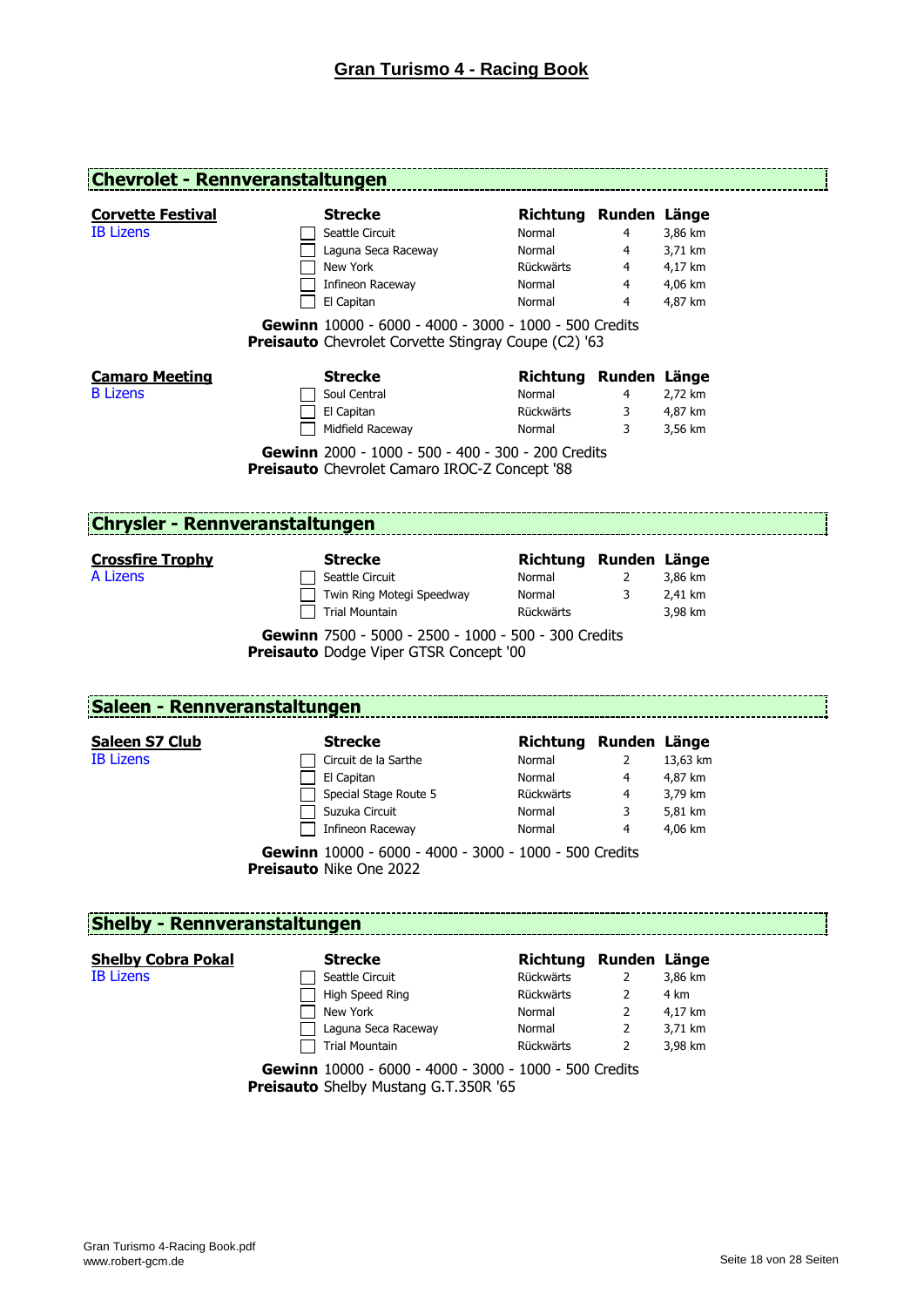## Chevrolet - Rennveranstaltungen

### Corvette Festival
IB Lizens

| Strecke | Richtung | Runden | Länge |
| --- | --- | --- | --- |
| ☐ Seattle Circuit | Normal | 4 | 3,86 km |
| ☐ Laguna Seca Raceway | Normal | 4 | 3,71 km |
| ☐ New York | Rückwärts | 4 | 4,17 km |
| ☐ Infineon Raceway | Normal | 4 | 4,06 km |
| ☐ El Capitan | Normal | 4 | 4,87 km |

**Gewinn** 10000 - 6000 - 4000 - 3000 - 1000 - 500 Credits
**Preisauto** Chevrolet Corvette Stingray Coupe (C2) '63

### Camaro Meeting
B Lizens

| Strecke | Richtung | Runden | Länge |
| --- | --- | --- | --- |
| ☐ Soul Central | Normal | 4 | 2,72 km |
| ☐ El Capitan | Rückwärts | 3 | 4,87 km |
| ☐ Midfield Raceway | Normal | 3 | 3,56 km |

**Gewinn** 2000 - 1000 - 500 - 400 - 300 - 200 Credits
**Preisauto** Chevrolet Camaro IROC-Z Concept '88

## Chrysler - Rennveranstaltungen

### Crossfire Trophy
A Lizens

| Strecke | Richtung | Runden | Länge |
| --- | --- | --- | --- |
| ☐ Seattle Circuit | Normal | 2 | 3,86 km |
| ☐ Twin Ring Motegi Speedway | Normal | 3 | 2,41 km |
| ☐ Trial Mountain | Rückwärts | | 3,98 km |

**Gewinn** 7500 - 5000 - 2500 - 1000 - 500 - 300 Credits
**Preisauto** Dodge Viper GTSR Concept '00

## Saleen - Rennveranstaltungen

### Saleen S7 Club
IB Lizens

| Strecke | Richtung | Runden | Länge |
| --- | --- | --- | --- |
| ☐ Circuit de la Sarthe | Normal | 2 | 13,63 km |
| ☐ El Capitan | Normal | 4 | 4,87 km |
| ☐ Special Stage Route 5 | Rückwärts | 4 | 3,79 km |
| ☐ Suzuka Circuit | Normal | 3 | 5,81 km |
| ☐ Infineon Raceway | Normal | 4 | 4,06 km |

**Gewinn** 10000 - 6000 - 4000 - 3000 - 1000 - 500 Credits
**Preisauto** Nike One 2022

## Shelby - Rennveranstaltungen

### Shelby Cobra Pokal
IB Lizens

| Strecke | Richtung | Runden | Länge |
| --- | --- | --- | --- |
| ☐ Seattle Circuit | Rückwärts | 2 | 3,86 km |
| ☐ High Speed Ring | Rückwärts | 2 | 4 km |
| ☐ New York | Normal | 2 | 4,17 km |
| ☐ Laguna Seca Raceway | Normal | 2 | 3,71 km |
| ☐ Trial Mountain | Rückwärts | 2 | 3,98 km |

**Gewinn** 10000 - 6000 - 4000 - 3000 - 1000 - 500 Credits
**Preisauto** Shelby Mustang G.T.350R '65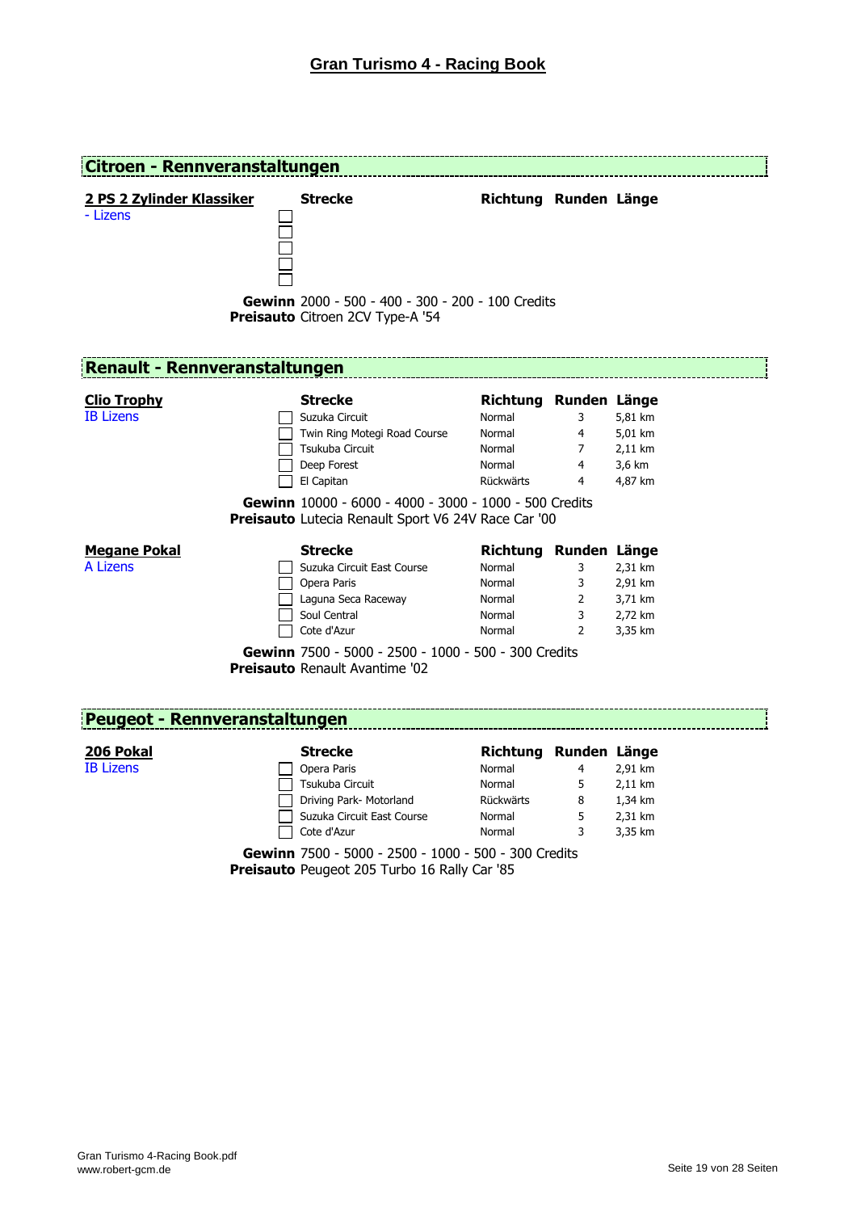# Gran Turismo 4 - Racing Book

## Citroen - Rennveranstaltungen

**2 PS 2 Zylinder Klassiker**
- Lizens

| | Strecke | Richtung | Runden | Länge |
|---|---|---|---|---|
| ☐ | | | | |
| ☐ | | | | |
| ☐ | | | | |
| ☐ | | | | |
| ☐ | | | | |

**Gewinn** 2000 - 500 - 400 - 300 - 200 - 100 Credits
**Preisauto** Citroen 2CV Type-A '54

## Renault - Rennveranstaltungen

**Clio Trophy**
IB Lizens

| | Strecke | Richtung | Runden | Länge |
|---|---|---|---|---|
| ☐ | Suzuka Circuit | Normal | 3 | 5,81 km |
| ☐ | Twin Ring Motegi Road Course | Normal | 4 | 5,01 km |
| ☐ | Tsukuba Circuit | Normal | 7 | 2,11 km |
| ☐ | Deep Forest | Normal | 4 | 3,6 km |
| ☐ | El Capitan | Rückwärts | 4 | 4,87 km |

**Gewinn** 10000 - 6000 - 4000 - 3000 - 1000 - 500 Credits
**Preisauto** Lutecia Renault Sport V6 24V Race Car '00

**Megane Pokal**
A Lizens

| | Strecke | Richtung | Runden | Länge |
|---|---|---|---|---|
| ☐ | Suzuka Circuit East Course | Normal | 3 | 2,31 km |
| ☐ | Opera Paris | Normal | 3 | 2,91 km |
| ☐ | Laguna Seca Raceway | Normal | 2 | 3,71 km |
| ☐ | Soul Central | Normal | 3 | 2,72 km |
| ☐ | Cote d'Azur | Normal | 2 | 3,35 km |

**Gewinn** 7500 - 5000 - 2500 - 1000 - 500 - 300 Credits
**Preisauto** Renault Avantime '02

## Peugeot - Rennveranstaltungen

**206 Pokal**
IB Lizens

| | Strecke | Richtung | Runden | Länge |
|---|---|---|---|---|
| ☐ | Opera Paris | Normal | 4 | 2,91 km |
| ☐ | Tsukuba Circuit | Normal | 5 | 2,11 km |
| ☐ | Driving Park- Motorland | Rückwärts | 8 | 1,34 km |
| ☐ | Suzuka Circuit East Course | Normal | 5 | 2,31 km |
| ☐ | Cote d'Azur | Normal | 3 | 3,35 km |

**Gewinn** 7500 - 5000 - 2500 - 1000 - 500 - 300 Credits
**Preisauto** Peugeot 205 Turbo 16 Rally Car '85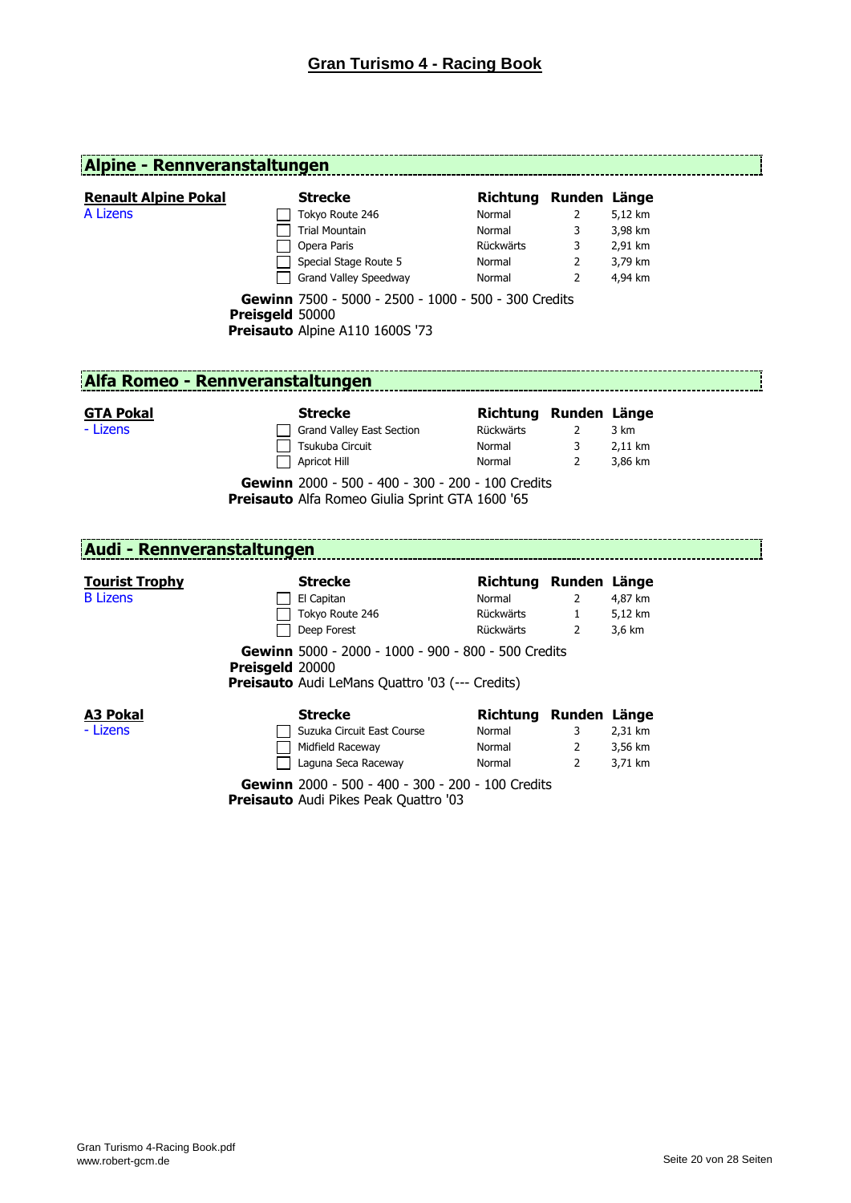## Alpine - Rennveranstaltungen

### Renault Alpine Pokal

A Lizens

| | Strecke | Richtung | Runden | Länge |
|---|---|---|---|---|
| ☐ | Tokyo Route 246 | Normal | 2 | 5,12 km |
| ☐ | Trial Mountain | Normal | 3 | 3,98 km |
| ☐ | Opera Paris | Rückwärts | 3 | 2,91 km |
| ☐ | Special Stage Route 5 | Normal | 2 | 3,79 km |
| ☐ | Grand Valley Speedway | Normal | 2 | 4,94 km |

**Gewinn** 7500 - 5000 - 2500 - 1000 - 500 - 300 Credits
**Preisgeld** 50000
**Preisauto** Alpine A110 1600S '73

## Alfa Romeo - Rennveranstaltungen

### GTA Pokal

- Lizens

| | Strecke | Richtung | Runden | Länge |
|---|---|---|---|---|
| ☐ | Grand Valley East Section | Rückwärts | 2 | 3 km |
| ☐ | Tsukuba Circuit | Normal | 3 | 2,11 km |
| ☐ | Apricot Hill | Normal | 2 | 3,86 km |

**Gewinn** 2000 - 500 - 400 - 300 - 200 - 100 Credits
**Preisauto** Alfa Romeo Giulia Sprint GTA 1600 '65

## Audi - Rennveranstaltungen

### Tourist Trophy

B Lizens

| | Strecke | Richtung | Runden | Länge |
|---|---|---|---|---|
| ☐ | El Capitan | Normal | 2 | 4,87 km |
| ☐ | Tokyo Route 246 | Rückwärts | 1 | 5,12 km |
| ☐ | Deep Forest | Rückwärts | 2 | 3,6 km |

**Gewinn** 5000 - 2000 - 1000 - 900 - 800 - 500 Credits
**Preisgeld** 20000
**Preisauto** Audi LeMans Quattro '03 (--- Credits)

### A3 Pokal

- Lizens

| | Strecke | Richtung | Runden | Länge |
|---|---|---|---|---|
| ☐ | Suzuka Circuit East Course | Normal | 3 | 2,31 km |
| ☐ | Midfield Raceway | Normal | 2 | 3,56 km |
| ☐ | Laguna Seca Raceway | Normal | 2 | 3,71 km |

**Gewinn** 2000 - 500 - 400 - 300 - 200 - 100 Credits
**Preisauto** Audi Pikes Peak Quattro '03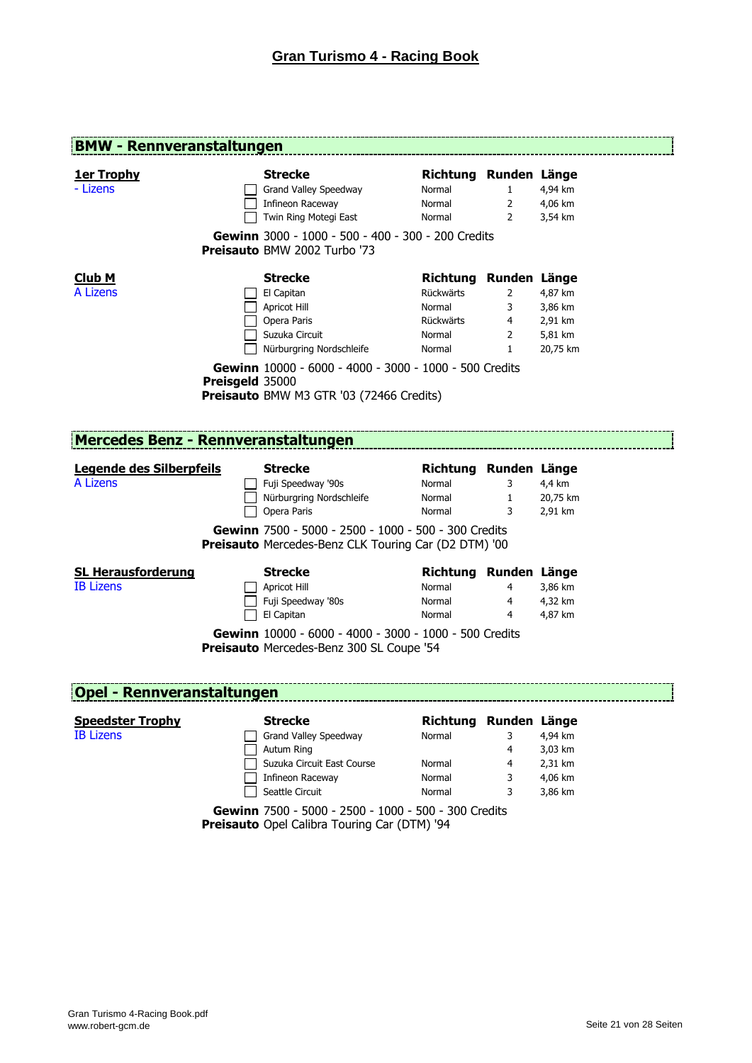## BMW - Rennveranstaltungen

### 1er Trophy
- Lizens

| Strecke | Richtung | Runden | Länge |
|---|---|---|---|
| ☐ Grand Valley Speedway | Normal | 1 | 4,94 km |
| ☐ Infineon Raceway | Normal | 2 | 4,06 km |
| ☐ Twin Ring Motegi East | Normal | 2 | 3,54 km |

**Gewinn** 3000 - 1000 - 500 - 400 - 300 - 200 Credits
**Preisauto** BMW 2002 Turbo '73

### Club M
A Lizens

| Strecke | Richtung | Runden | Länge |
|---|---|---|---|
| ☐ El Capitan | Rückwärts | 2 | 4,87 km |
| ☐ Apricot Hill | Normal | 3 | 3,86 km |
| ☐ Opera Paris | Rückwärts | 4 | 2,91 km |
| ☐ Suzuka Circuit | Normal | 2 | 5,81 km |
| ☐ Nürburgring Nordschleife | Normal | 1 | 20,75 km |

**Gewinn** 10000 - 6000 - 4000 - 3000 - 1000 - 500 Credits
**Preisgeld** 35000
**Preisauto** BMW M3 GTR '03 (72466 Credits)

## Mercedes Benz - Rennveranstaltungen

### Legende des Silberpfeils
A Lizens

| Strecke | Richtung | Runden | Länge |
|---|---|---|---|
| ☐ Fuji Speedway '90s | Normal | 3 | 4,4 km |
| ☐ Nürburgring Nordschleife | Normal | 1 | 20,75 km |
| ☐ Opera Paris | Normal | 3 | 2,91 km |

**Gewinn** 7500 - 5000 - 2500 - 1000 - 500 - 300 Credits
**Preisauto** Mercedes-Benz CLK Touring Car (D2 DTM) '00

### SL Herausforderung
IB Lizens

| Strecke | Richtung | Runden | Länge |
|---|---|---|---|
| ☐ Apricot Hill | Normal | 4 | 3,86 km |
| ☐ Fuji Speedway '80s | Normal | 4 | 4,32 km |
| ☐ El Capitan | Normal | 4 | 4,87 km |

**Gewinn** 10000 - 6000 - 4000 - 3000 - 1000 - 500 Credits
**Preisauto** Mercedes-Benz 300 SL Coupe '54

## Opel - Rennveranstaltungen

### Speedster Trophy
IB Lizens

| Strecke | Richtung | Runden | Länge |
|---|---|---|---|
| ☐ Grand Valley Speedway | Normal | 3 | 4,94 km |
| ☐ Autum Ring | | 4 | 3,03 km |
| ☐ Suzuka Circuit East Course | Normal | 4 | 2,31 km |
| ☐ Infineon Raceway | Normal | 3 | 4,06 km |
| ☐ Seattle Circuit | Normal | 3 | 3,86 km |

**Gewinn** 7500 - 5000 - 2500 - 1000 - 500 - 300 Credits
**Preisauto** Opel Calibra Touring Car (DTM) '94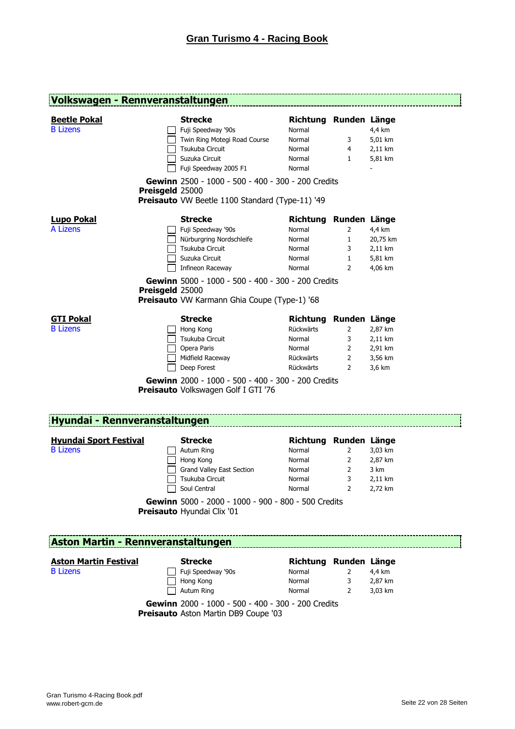# Gran Turismo 4 - Racing Book

## Volkswagen - Rennveranstaltungen

### Beetle Pokal

B Lizens

| | Strecke | Richtung | Runden | Länge |
|---|---|---|---|---|
| ☐ | Fuji Speedway '90s | Normal | | 4,4 km |
| ☐ | Twin Ring Motegi Road Course | Normal | 3 | 5,01 km |
| ☐ | Tsukuba Circuit | Normal | 4 | 2,11 km |
| ☐ | Suzuka Circuit | Normal | 1 | 5,81 km |
| ☐ | Fuji Speedway 2005 F1 | Normal | | - |

**Gewinn** 2500 - 1000 - 500 - 400 - 300 - 200 Credits
**Preisgeld** 25000
**Preisauto** VW Beetle 1100 Standard (Type-11) '49

### Lupo Pokal

A Lizens

| | Strecke | Richtung | Runden | Länge |
|---|---|---|---|---|
| ☐ | Fuji Speedway '90s | Normal | 2 | 4,4 km |
| ☐ | Nürburgring Nordschleife | Normal | 1 | 20,75 km |
| ☐ | Tsukuba Circuit | Normal | 3 | 2,11 km |
| ☐ | Suzuka Circuit | Normal | 1 | 5,81 km |
| ☐ | Infineon Raceway | Normal | 2 | 4,06 km |

**Gewinn** 5000 - 1000 - 500 - 400 - 300 - 200 Credits
**Preisgeld** 25000
**Preisauto** VW Karmann Ghia Coupe (Type-1) '68

### GTI Pokal

B Lizens

| | Strecke | Richtung | Runden | Länge |
|---|---|---|---|---|
| ☐ | Hong Kong | Rückwärts | 2 | 2,87 km |
| ☐ | Tsukuba Circuit | Normal | 3 | 2,11 km |
| ☐ | Opera Paris | Normal | 2 | 2,91 km |
| ☐ | Midfield Raceway | Rückwärts | 2 | 3,56 km |
| ☐ | Deep Forest | Rückwärts | 2 | 3,6 km |

**Gewinn** 2000 - 1000 - 500 - 400 - 300 - 200 Credits
**Preisauto** Volkswagen Golf I GTI '76

## Hyundai - Rennveranstaltungen

### Hyundai Sport Festival

B Lizens

| | Strecke | Richtung | Runden | Länge |
|---|---|---|---|---|
| ☐ | Autum Ring | Normal | 2 | 3,03 km |
| ☐ | Hong Kong | Normal | 2 | 2,87 km |
| ☐ | Grand Valley East Section | Normal | 2 | 3 km |
| ☐ | Tsukuba Circuit | Normal | 3 | 2,11 km |
| ☐ | Soul Central | Normal | 2 | 2,72 km |

**Gewinn** 5000 - 2000 - 1000 - 900 - 800 - 500 Credits
**Preisauto** Hyundai Clix '01

## Aston Martin - Rennveranstaltungen

### Aston Martin Festival

B Lizens

| | Strecke | Richtung | Runden | Länge |
|---|---|---|---|---|
| ☐ | Fuji Speedway '90s | Normal | 2 | 4,4 km |
| ☐ | Hong Kong | Normal | 3 | 2,87 km |
| ☐ | Autum Ring | Normal | 2 | 3,03 km |

**Gewinn** 2000 - 1000 - 500 - 400 - 300 - 200 Credits
**Preisauto** Aston Martin DB9 Coupe '03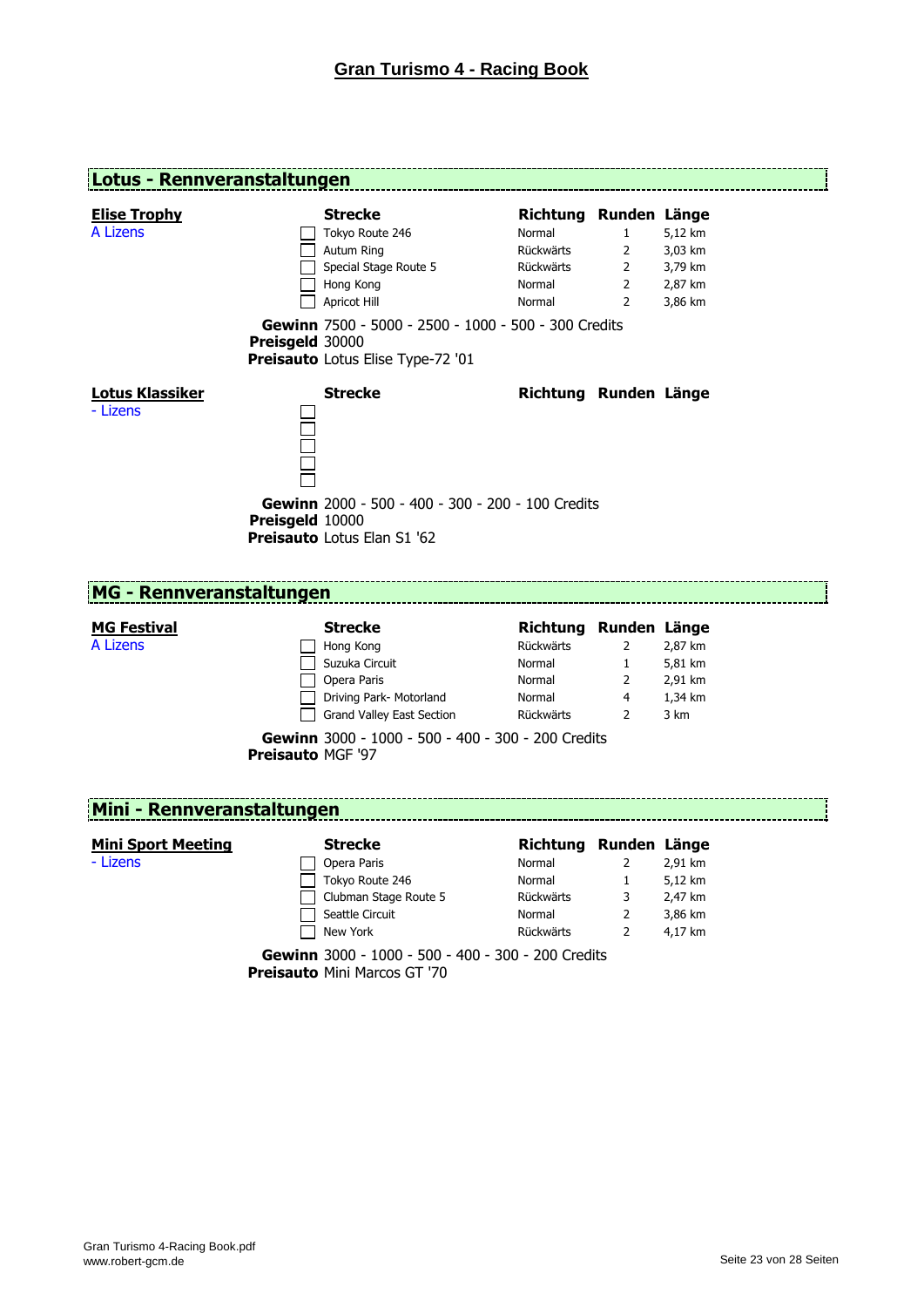# Gran Turismo 4 - Racing Book

## Lotus - Rennveranstaltungen

### Elise Trophy

A Lizens

| | Strecke | Richtung | Runden | Länge |
|---|---|---|---|---|
| ☐ | Tokyo Route 246 | Normal | 1 | 5,12 km |
| ☐ | Autum Ring | Rückwärts | 2 | 3,03 km |
| ☐ | Special Stage Route 5 | Rückwärts | 2 | 3,79 km |
| ☐ | Hong Kong | Normal | 2 | 2,87 km |
| ☐ | Apricot Hill | Normal | 2 | 3,86 km |

**Gewinn** 7500 - 5000 - 2500 - 1000 - 500 - 300 Credits
**Preisgeld** 30000
**Preisauto** Lotus Elise Type-72 '01

### Lotus Klassiker

- Lizens

| | Strecke | Richtung | Runden | Länge |
|---|---|---|---|---|
| ☐ | | | | |
| ☐ | | | | |
| ☐ | | | | |
| ☐ | | | | |
| ☐ | | | | |

**Gewinn** 2000 - 500 - 400 - 300 - 200 - 100 Credits
**Preisgeld** 10000
**Preisauto** Lotus Elan S1 '62

## MG - Rennveranstaltungen

### MG Festival

A Lizens

| | Strecke | Richtung | Runden | Länge |
|---|---|---|---|---|
| ☐ | Hong Kong | Rückwärts | 2 | 2,87 km |
| ☐ | Suzuka Circuit | Normal | 1 | 5,81 km |
| ☐ | Opera Paris | Normal | 2 | 2,91 km |
| ☐ | Driving Park- Motorland | Normal | 4 | 1,34 km |
| ☐ | Grand Valley East Section | Rückwärts | 2 | 3 km |

**Gewinn** 3000 - 1000 - 500 - 400 - 300 - 200 Credits
**Preisauto** MGF '97

## Mini - Rennveranstaltungen

### Mini Sport Meeting

- Lizens

| | Strecke | Richtung | Runden | Länge |
|---|---|---|---|---|
| ☐ | Opera Paris | Normal | 2 | 2,91 km |
| ☐ | Tokyo Route 246 | Normal | 1 | 5,12 km |
| ☐ | Clubman Stage Route 5 | Rückwärts | 3 | 2,47 km |
| ☐ | Seattle Circuit | Normal | 2 | 3,86 km |
| ☐ | New York | Rückwärts | 2 | 4,17 km |

**Gewinn** 3000 - 1000 - 500 - 400 - 300 - 200 Credits
**Preisauto** Mini Marcos GT '70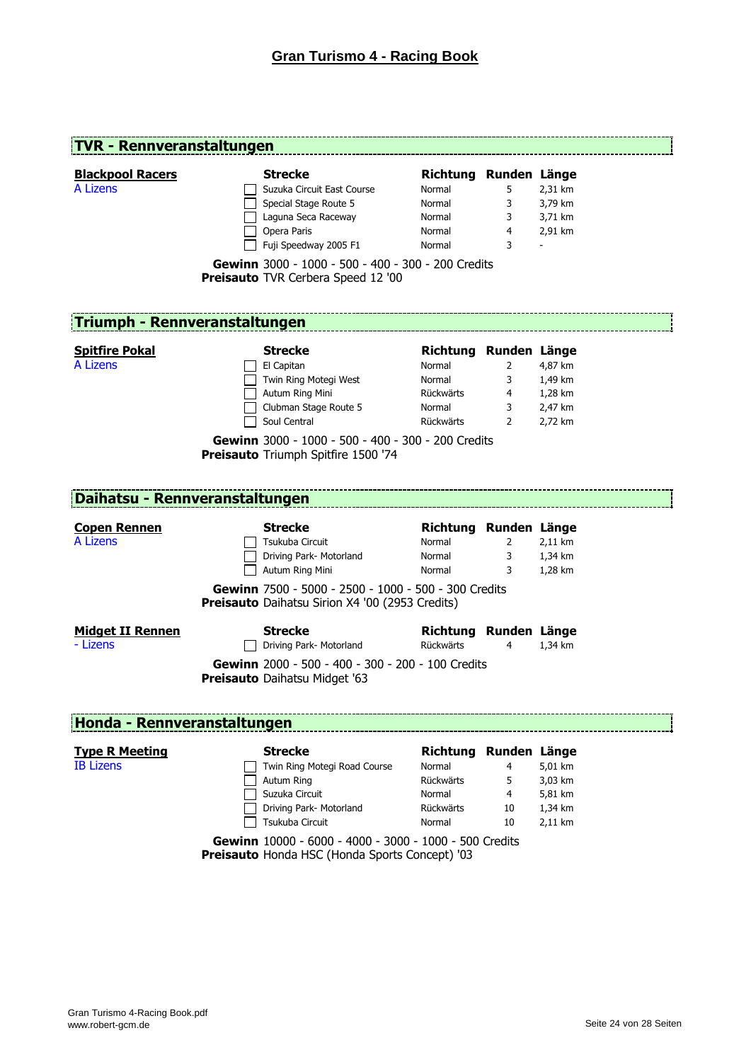## TVR - Rennveranstaltungen

**Blackpool Racers**
A Lizens

| | Strecke | Richtung | Runden | Länge |
|---|---|---|---|---|
| ☐ | Suzuka Circuit East Course | Normal | 5 | 2,31 km |
| ☐ | Special Stage Route 5 | Normal | 3 | 3,79 km |
| ☐ | Laguna Seca Raceway | Normal | 3 | 3,71 km |
| ☐ | Opera Paris | Normal | 4 | 2,91 km |
| ☐ | Fuji Speedway 2005 F1 | Normal | 3 | - |

**Gewinn** 3000 - 1000 - 500 - 400 - 300 - 200 Credits
**Preisauto** TVR Cerbera Speed 12 '00

## Triumph - Rennveranstaltungen

**Spitfire Pokal**
A Lizens

| | Strecke | Richtung | Runden | Länge |
|---|---|---|---|---|
| ☐ | El Capitan | Normal | 2 | 4,87 km |
| ☐ | Twin Ring Motegi West | Normal | 3 | 1,49 km |
| ☐ | Autum Ring Mini | Rückwärts | 4 | 1,28 km |
| ☐ | Clubman Stage Route 5 | Normal | 3 | 2,47 km |
| ☐ | Soul Central | Rückwärts | 2 | 2,72 km |

**Gewinn** 3000 - 1000 - 500 - 400 - 300 - 200 Credits
**Preisauto** Triumph Spitfire 1500 '74

## Daihatsu - Rennveranstaltungen

**Copen Rennen**
A Lizens

| | Strecke | Richtung | Runden | Länge |
|---|---|---|---|---|
| ☐ | Tsukuba Circuit | Normal | 2 | 2,11 km |
| ☐ | Driving Park- Motorland | Normal | 3 | 1,34 km |
| ☐ | Autum Ring Mini | Normal | 3 | 1,28 km |

**Gewinn** 7500 - 5000 - 2500 - 1000 - 500 - 300 Credits
**Preisauto** Daihatsu Sirion X4 '00 (2953 Credits)

**Midget II Rennen**
\- Lizens

| | Strecke | Richtung | Runden | Länge |
|---|---|---|---|---|
| ☐ | Driving Park- Motorland | Rückwärts | 4 | 1,34 km |

**Gewinn** 2000 - 500 - 400 - 300 - 200 - 100 Credits
**Preisauto** Daihatsu Midget '63

## Honda - Rennveranstaltungen

**Type R Meeting**
IB Lizens

| | Strecke | Richtung | Runden | Länge |
|---|---|---|---|---|
| ☐ | Twin Ring Motegi Road Course | Normal | 4 | 5,01 km |
| ☐ | Autum Ring | Rückwärts | 5 | 3,03 km |
| ☐ | Suzuka Circuit | Normal | 4 | 5,81 km |
| ☐ | Driving Park- Motorland | Rückwärts | 10 | 1,34 km |
| ☐ | Tsukuba Circuit | Normal | 10 | 2,11 km |

**Gewinn** 10000 - 6000 - 4000 - 3000 - 1000 - 500 Credits
**Preisauto** Honda HSC (Honda Sports Concept) '03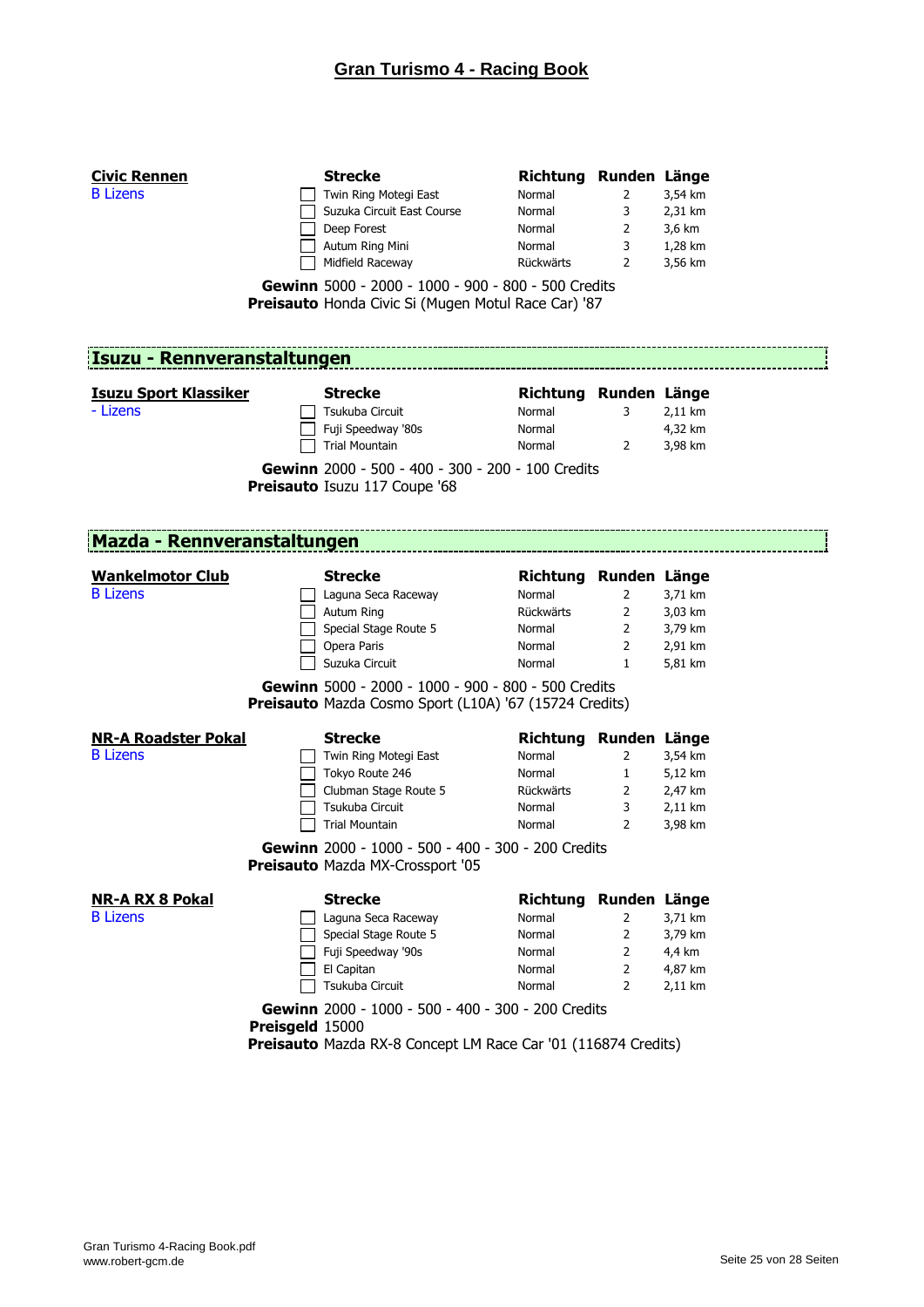## Gran Turismo 4 - Racing Book

**Civic Rennen**
B Lizens

| | Strecke | Richtung | Runden | Länge |
|---|---|---|---|---|
| ☐ | Twin Ring Motegi East | Normal | 2 | 3,54 km |
| ☐ | Suzuka Circuit East Course | Normal | 3 | 2,31 km |
| ☐ | Deep Forest | Normal | 2 | 3,6 km |
| ☐ | Autum Ring Mini | Normal | 3 | 1,28 km |
| ☐ | Midfield Raceway | Rückwärts | 2 | 3,56 km |

**Gewinn** 5000 - 2000 - 1000 - 900 - 800 - 500 Credits
**Preisauto** Honda Civic Si (Mugen Motul Race Car) '87

## Isuzu - Rennveranstaltungen

**Isuzu Sport Klassiker**
- Lizens

| | Strecke | Richtung | Runden | Länge |
|---|---|---|---|---|
| ☐ | Tsukuba Circuit | Normal | 3 | 2,11 km |
| ☐ | Fuji Speedway '80s | Normal | | 4,32 km |
| ☐ | Trial Mountain | Normal | 2 | 3,98 km |

**Gewinn** 2000 - 500 - 400 - 300 - 200 - 100 Credits
**Preisauto** Isuzu 117 Coupe '68

## Mazda - Rennveranstaltungen

**Wankelmotor Club**
B Lizens

| | Strecke | Richtung | Runden | Länge |
|---|---|---|---|---|
| ☐ | Laguna Seca Raceway | Normal | 2 | 3,71 km |
| ☐ | Autum Ring | Rückwärts | 2 | 3,03 km |
| ☐ | Special Stage Route 5 | Normal | 2 | 3,79 km |
| ☐ | Opera Paris | Normal | 2 | 2,91 km |
| ☐ | Suzuka Circuit | Normal | 1 | 5,81 km |

**Gewinn** 5000 - 2000 - 1000 - 900 - 800 - 500 Credits
**Preisauto** Mazda Cosmo Sport (L10A) '67 (15724 Credits)

**NR-A Roadster Pokal**
B Lizens

| | Strecke | Richtung | Runden | Länge |
|---|---|---|---|---|
| ☐ | Twin Ring Motegi East | Normal | 2 | 3,54 km |
| ☐ | Tokyo Route 246 | Normal | 1 | 5,12 km |
| ☐ | Clubman Stage Route 5 | Rückwärts | 2 | 2,47 km |
| ☐ | Tsukuba Circuit | Normal | 3 | 2,11 km |
| ☐ | Trial Mountain | Normal | 2 | 3,98 km |

**Gewinn** 2000 - 1000 - 500 - 400 - 300 - 200 Credits
**Preisauto** Mazda MX-Crossport '05

**NR-A RX 8 Pokal**
B Lizens

| | Strecke | Richtung | Runden | Länge |
|---|---|---|---|---|
| ☐ | Laguna Seca Raceway | Normal | 2 | 3,71 km |
| ☐ | Special Stage Route 5 | Normal | 2 | 3,79 km |
| ☐ | Fuji Speedway '90s | Normal | 2 | 4,4 km |
| ☐ | El Capitan | Normal | 2 | 4,87 km |
| ☐ | Tsukuba Circuit | Normal | 2 | 2,11 km |

**Gewinn** 2000 - 1000 - 500 - 400 - 300 - 200 Credits
**Preisgeld** 15000
**Preisauto** Mazda RX-8 Concept LM Race Car '01 (116874 Credits)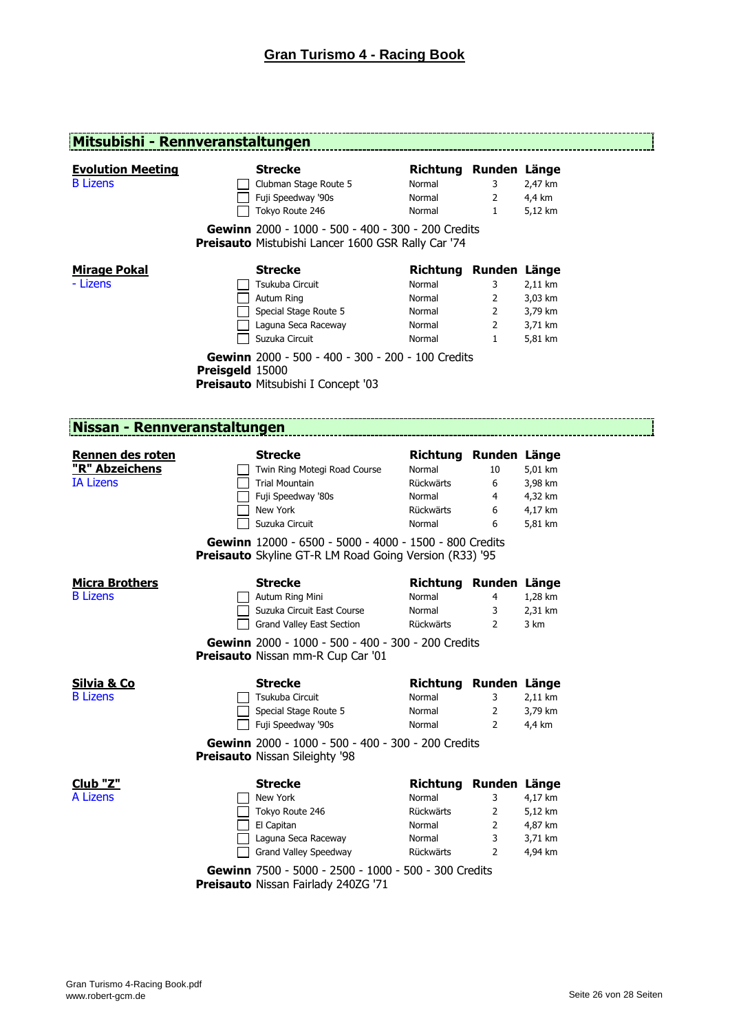# Gran Turismo 4 - Racing Book

## Mitsubishi - Rennveranstaltungen

### Evolution Meeting
B Lizens

| Strecke | Richtung | Runden | Länge |
|---|---|---|---|
| ☐ Clubman Stage Route 5 | Normal | 3 | 2,47 km |
| ☐ Fuji Speedway '90s | Normal | 2 | 4,4 km |
| ☐ Tokyo Route 246 | Normal | 1 | 5,12 km |

**Gewinn** 2000 - 1000 - 500 - 400 - 300 - 200 Credits
**Preisauto** Mistubishi Lancer 1600 GSR Rally Car '74

### Mirage Pokal
- Lizens

| Strecke | Richtung | Runden | Länge |
|---|---|---|---|
| ☐ Tsukuba Circuit | Normal | 3 | 2,11 km |
| ☐ Autum Ring | Normal | 2 | 3,03 km |
| ☐ Special Stage Route 5 | Normal | 2 | 3,79 km |
| ☐ Laguna Seca Raceway | Normal | 2 | 3,71 km |
| ☐ Suzuka Circuit | Normal | 1 | 5,81 km |

**Gewinn** 2000 - 500 - 400 - 300 - 200 - 100 Credits
**Preisgeld** 15000
**Preisauto** Mitsubishi I Concept '03

## Nissan - Rennveranstaltungen

### Rennen des roten "R" Abzeichens
IA Lizens

| Strecke | Richtung | Runden | Länge |
|---|---|---|---|
| ☐ Twin Ring Motegi Road Course | Normal | 10 | 5,01 km |
| ☐ Trial Mountain | Rückwärts | 6 | 3,98 km |
| ☐ Fuji Speedway '80s | Normal | 4 | 4,32 km |
| ☐ New York | Rückwärts | 6 | 4,17 km |
| ☐ Suzuka Circuit | Normal | 6 | 5,81 km |

**Gewinn** 12000 - 6500 - 5000 - 4000 - 1500 - 800 Credits
**Preisauto** Skyline GT-R LM Road Going Version (R33) '95

### Micra Brothers
B Lizens

| Strecke | Richtung | Runden | Länge |
|---|---|---|---|
| ☐ Autum Ring Mini | Normal | 4 | 1,28 km |
| ☐ Suzuka Circuit East Course | Normal | 3 | 2,31 km |
| ☐ Grand Valley East Section | Rückwärts | 2 | 3 km |

**Gewinn** 2000 - 1000 - 500 - 400 - 300 - 200 Credits
**Preisauto** Nissan mm-R Cup Car '01

### Silvia & Co
B Lizens

| Strecke | Richtung | Runden | Länge |
|---|---|---|---|
| ☐ Tsukuba Circuit | Normal | 3 | 2,11 km |
| ☐ Special Stage Route 5 | Normal | 2 | 3,79 km |
| ☐ Fuji Speedway '90s | Normal | 2 | 4,4 km |

**Gewinn** 2000 - 1000 - 500 - 400 - 300 - 200 Credits
**Preisauto** Nissan Sileighty '98

### Club "Z"
A Lizens

| Strecke | Richtung | Runden | Länge |
|---|---|---|---|
| ☐ New York | Normal | 3 | 4,17 km |
| ☐ Tokyo Route 246 | Rückwärts | 2 | 5,12 km |
| ☐ El Capitan | Normal | 2 | 4,87 km |
| ☐ Laguna Seca Raceway | Normal | 3 | 3,71 km |
| ☐ Grand Valley Speedway | Rückwärts | 2 | 4,94 km |

**Gewinn** 7500 - 5000 - 2500 - 1000 - 500 - 300 Credits
**Preisauto** Nissan Fairlady 240ZG '71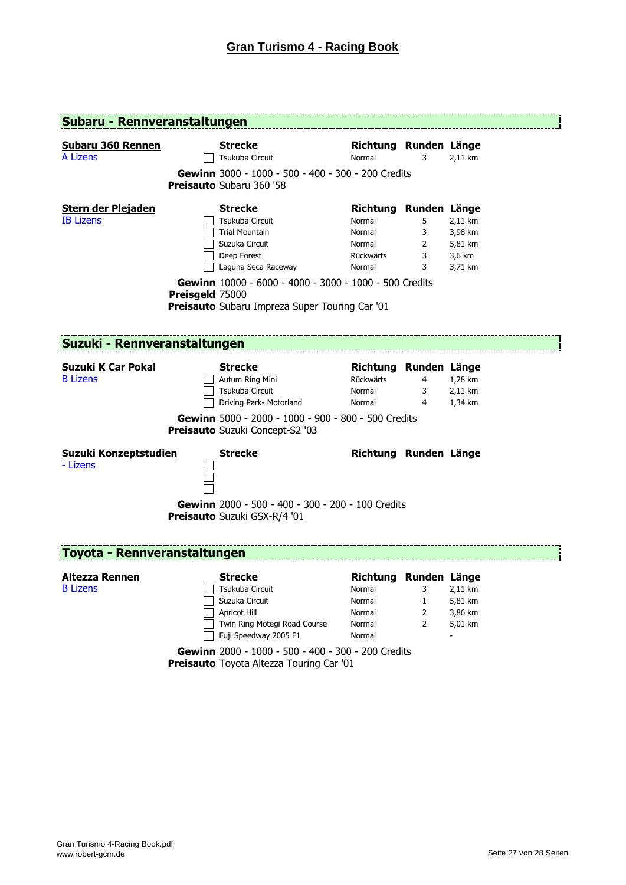## Subaru - Rennveranstaltungen

**Subaru 360 Rennen**
A Lizens

| | Strecke | Richtung | Runden | Länge |
|---|---|---|---|---|
| ☐ | Tsukuba Circuit | Normal | 3 | 2,11 km |

**Gewinn** 3000 - 1000 - 500 - 400 - 300 - 200 Credits
**Preisauto** Subaru 360 '58

**Stern der Plejaden**
IB Lizens

| | Strecke | Richtung | Runden | Länge |
|---|---|---|---|---|
| ☐ | Tsukuba Circuit | Normal | 5 | 2,11 km |
| ☐ | Trial Mountain | Normal | 3 | 3,98 km |
| ☐ | Suzuka Circuit | Normal | 2 | 5,81 km |
| ☐ | Deep Forest | Rückwärts | 3 | 3,6 km |
| ☐ | Laguna Seca Raceway | Normal | 3 | 3,71 km |

**Gewinn** 10000 - 6000 - 4000 - 3000 - 1000 - 500 Credits
**Preisgeld** 75000
**Preisauto** Subaru Impreza Super Touring Car '01

## Suzuki - Rennveranstaltungen

**Suzuki K Car Pokal**
B Lizens

| | Strecke | Richtung | Runden | Länge |
|---|---|---|---|---|
| ☐ | Autum Ring Mini | Rückwärts | 4 | 1,28 km |
| ☐ | Tsukuba Circuit | Normal | 3 | 2,11 km |
| ☐ | Driving Park- Motorland | Normal | 4 | 1,34 km |

**Gewinn** 5000 - 2000 - 1000 - 900 - 800 - 500 Credits
**Preisauto** Suzuki Concept-S2 '03

**Suzuki Konzeptstudien**
- Lizens

| | Strecke | Richtung | Runden | Länge |
|---|---|---|---|---|
| ☐ | | | | |
| ☐ | | | | |
| ☐ | | | | |

**Gewinn** 2000 - 500 - 400 - 300 - 200 - 100 Credits
**Preisauto** Suzuki GSX-R/4 '01

## Toyota - Rennveranstaltungen

**Altezza Rennen**
B Lizens

| | Strecke | Richtung | Runden | Länge |
|---|---|---|---|---|
| ☐ | Tsukuba Circuit | Normal | 3 | 2,11 km |
| ☐ | Suzuka Circuit | Normal | 1 | 5,81 km |
| ☐ | Apricot Hill | Normal | 2 | 3,86 km |
| ☐ | Twin Ring Motegi Road Course | Normal | 2 | 5,01 km |
| ☐ | Fuji Speedway 2005 F1 | Normal | | - |

**Gewinn** 2000 - 1000 - 500 - 400 - 300 - 200 Credits
**Preisauto** Toyota Altezza Touring Car '01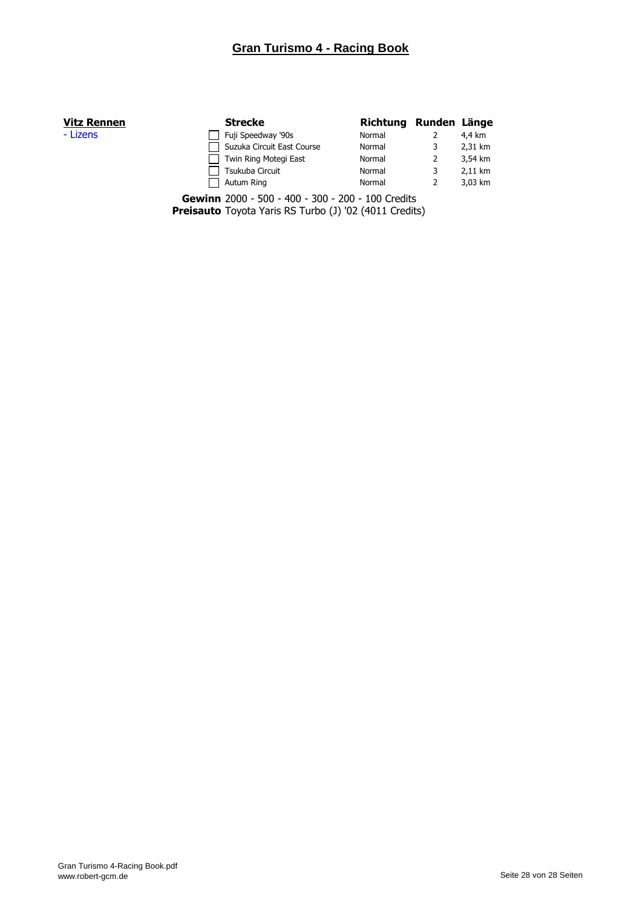# Gran Turismo 4 - Racing Book

| Vitz Rennen | | Strecke | Richtung | Runden | Länge |
|---|---|---|---|---|---|
| - Lizens | ☐ | Fuji Speedway '90s | Normal | 2 | 4,4 km |
| | ☐ | Suzuka Circuit East Course | Normal | 3 | 2,31 km |
| | ☐ | Twin Ring Motegi East | Normal | 2 | 3,54 km |
| | ☐ | Tsukuba Circuit | Normal | 3 | 2,11 km |
| | ☐ | Autum Ring | Normal | 2 | 3,03 km |

**Gewinn** 2000 - 500 - 400 - 300 - 200 - 100 Credits
**Preisauto** Toyota Yaris RS Turbo (J) '02 (4011 Credits)